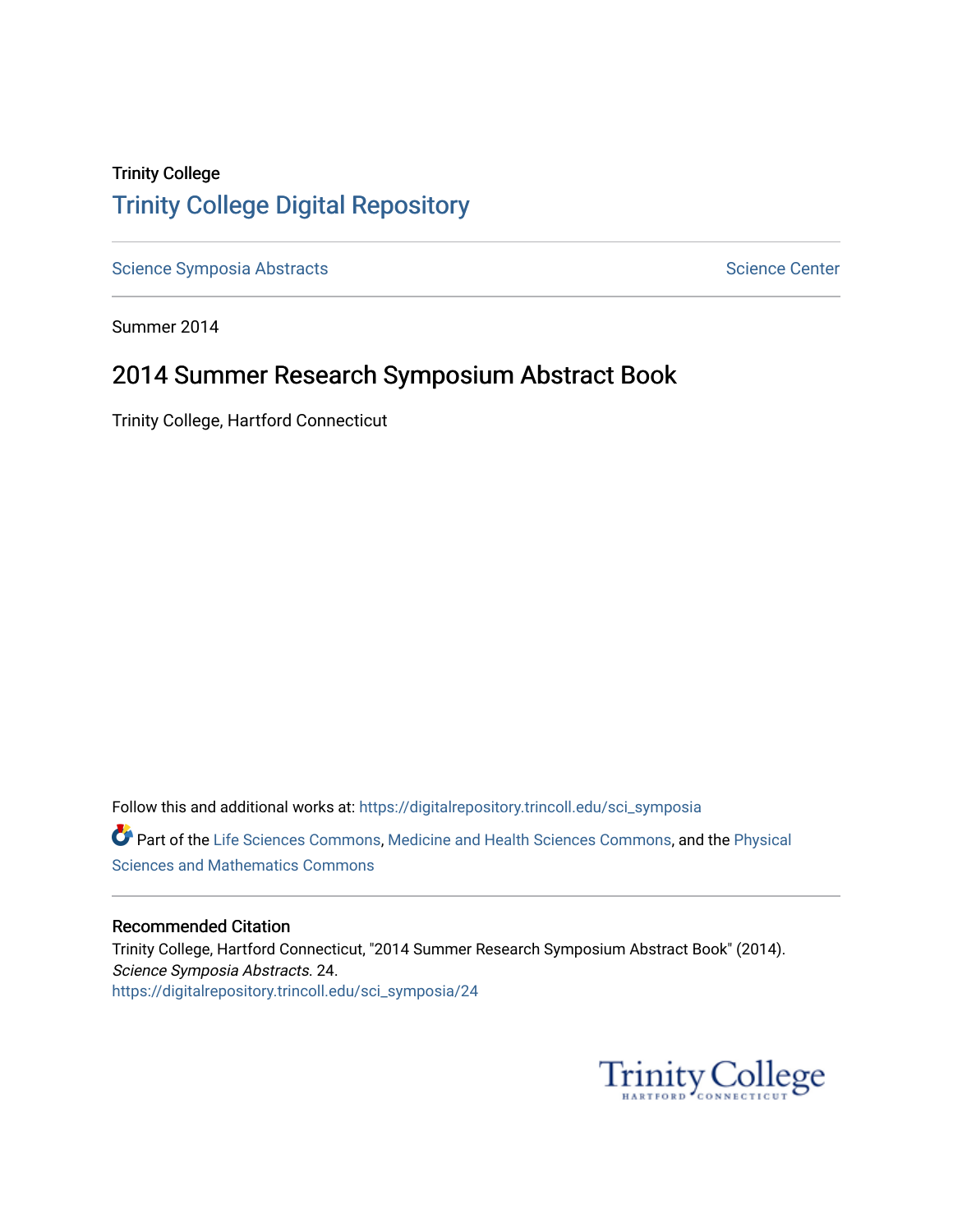Trinity College

# Trinity College Digital Repository

Science Symposia Abstracts | Science Center

Summer 2014

## 2014 Summer Research Symposium Abstract Book

Trinity College, Hartford Connecticut

Follow this and additional works at: https://digitalrepository.trincoll.edu/sci_symposia

Part of the Life Sciences Commons, Medicine and Health Sciences Commons, and the Physical Sciences and Mathematics Commons

### Recommended Citation

Trinity College, Hartford Connecticut, "2014 Summer Research Symposium Abstract Book" (2014). *Science Symposia Abstracts*. 24.
https://digitalrepository.trincoll.edu/sci_symposia/24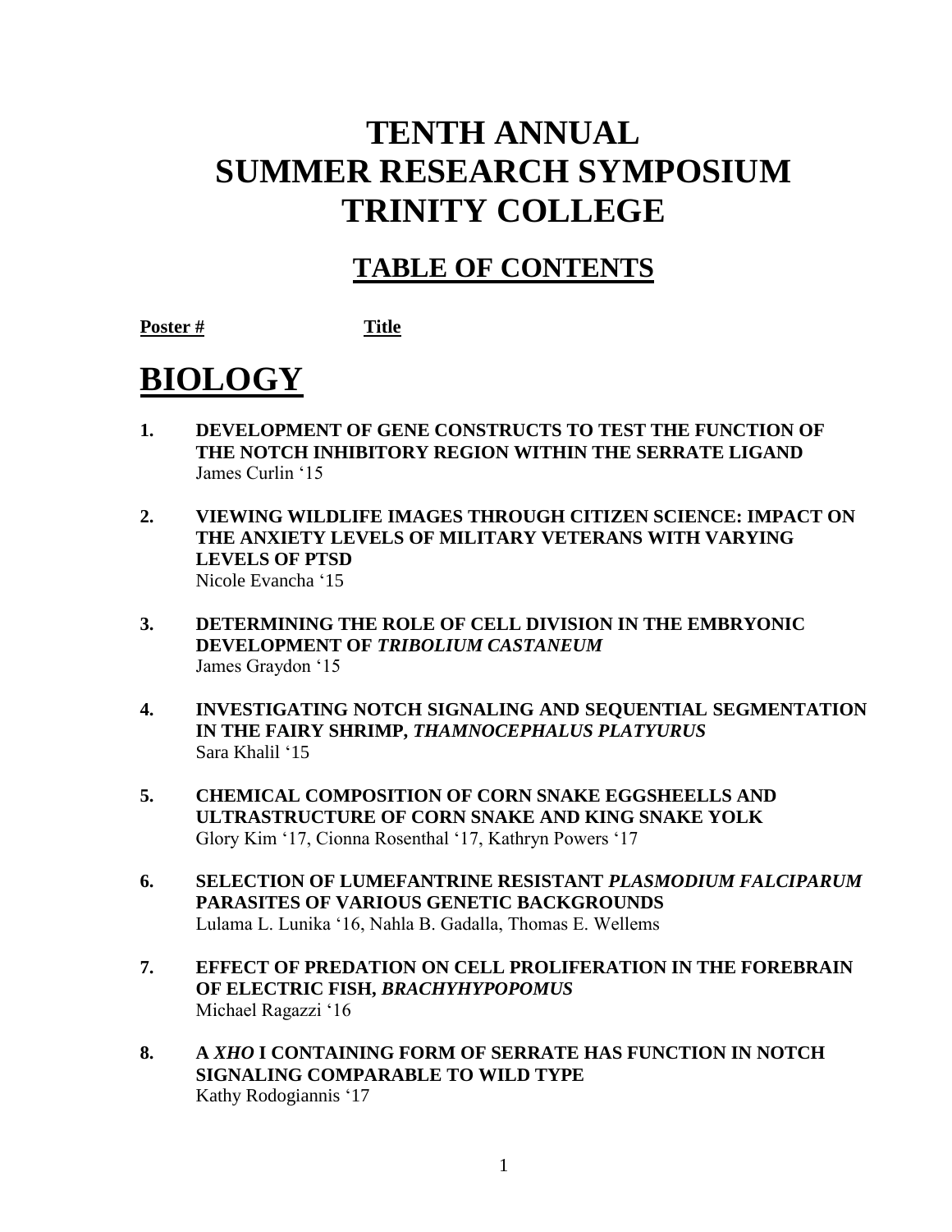# TENTH ANNUAL
# SUMMER RESEARCH SYMPOSIUM
# TRINITY COLLEGE

## TABLE OF CONTENTS

**Poster #** **Title**

# BIOLOGY

1. **DEVELOPMENT OF GENE CONSTRUCTS TO TEST THE FUNCTION OF THE NOTCH INHIBITORY REGION WITHIN THE SERRATE LIGAND**
   James Curlin '15

2. **VIEWING WILDLIFE IMAGES THROUGH CITIZEN SCIENCE: IMPACT ON THE ANXIETY LEVELS OF MILITARY VETERANS WITH VARYING LEVELS OF PTSD**
   Nicole Evancha '15

3. **DETERMINING THE ROLE OF CELL DIVISION IN THE EMBRYONIC DEVELOPMENT OF *TRIBOLIUM CASTANEUM***
   James Graydon '15

4. **INVESTIGATING NOTCH SIGNALING AND SEQUENTIAL SEGMENTATION IN THE FAIRY SHRIMP, *THAMNOCEPHALUS PLATYURUS***
   Sara Khalil '15

5. **CHEMICAL COMPOSITION OF CORN SNAKE EGGSHEELLS AND ULTRASTRUCTURE OF CORN SNAKE AND KING SNAKE YOLK**
   Glory Kim '17, Cionna Rosenthal '17, Kathryn Powers '17

6. **SELECTION OF LUMEFANTRINE RESISTANT *PLASMODIUM FALCIPARUM* PARASITES OF VARIOUS GENETIC BACKGROUNDS**
   Lulama L. Lunika '16, Nahla B. Gadalla, Thomas E. Wellems

7. **EFFECT OF PREDATION ON CELL PROLIFERATION IN THE FOREBRAIN OF ELECTRIC FISH, *BRACHYHYPOPOMUS***
   Michael Ragazzi '16

8. **A *XHO* I CONTAINING FORM OF SERRATE HAS FUNCTION IN NOTCH SIGNALING COMPARABLE TO WILD TYPE**
   Kathy Rodogiannis '17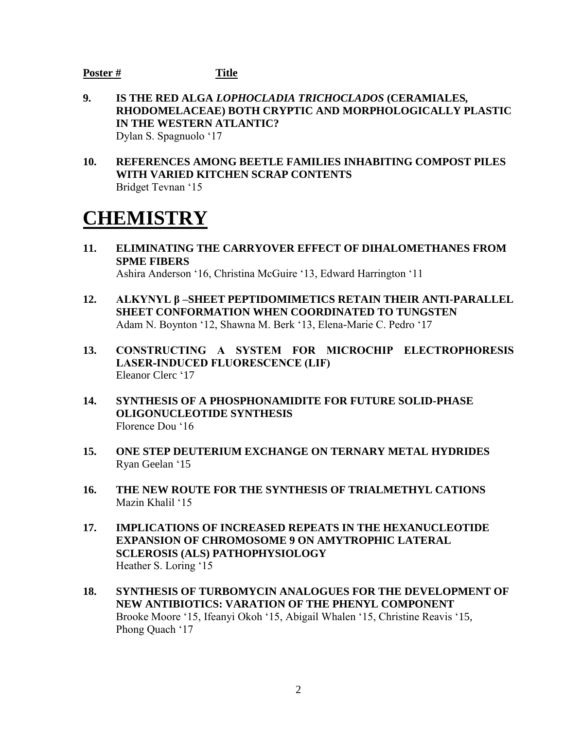**Poster #** **Title**

**9. IS THE RED ALGA *LOPHOCLADIA TRICHOCLADOS* (CERAMIALES, RHODOMELACEAE) BOTH CRYPTIC AND MORPHOLOGICALLY PLASTIC IN THE WESTERN ATLANTIC?**
Dylan S. Spagnuolo '17

**10. REFERENCES AMONG BEETLE FAMILIES INHABITING COMPOST PILES WITH VARIED KITCHEN SCRAP CONTENTS**
Bridget Tevnan '15

# CHEMISTRY

**11. ELIMINATING THE CARRYOVER EFFECT OF DIHALOMETHANES FROM SPME FIBERS**
Ashira Anderson '16, Christina McGuire '13, Edward Harrington '11

**12. ALKYNYL β –SHEET PEPTIDOMIMETICS RETAIN THEIR ANTI-PARALLEL SHEET CONFORMATION WHEN COORDINATED TO TUNGSTEN**
Adam N. Boynton '12, Shawna M. Berk '13, Elena-Marie C. Pedro '17

**13. CONSTRUCTING A SYSTEM FOR MICROCHIP ELECTROPHORESIS LASER-INDUCED FLUORESCENCE (LIF)**
Eleanor Clerc '17

**14. SYNTHESIS OF A PHOSPHONAMIDITE FOR FUTURE SOLID-PHASE OLIGONUCLEOTIDE SYNTHESIS**
Florence Dou '16

**15. ONE STEP DEUTERIUM EXCHANGE ON TERNARY METAL HYDRIDES**
Ryan Geelan '15

**16. THE NEW ROUTE FOR THE SYNTHESIS OF TRIALMETHYL CATIONS**
Mazin Khalil '15

**17. IMPLICATIONS OF INCREASED REPEATS IN THE HEXANUCLEOTIDE EXPANSION OF CHROMOSOME 9 ON AMYTROPHIC LATERAL SCLEROSIS (ALS) PATHOPHYSIOLOGY**
Heather S. Loring '15

**18. SYNTHESIS OF TURBOMYCIN ANALOGUES FOR THE DEVELOPMENT OF NEW ANTIBIOTICS: VARATION OF THE PHENYL COMPONENT**
Brooke Moore '15, Ifeanyi Okoh '15, Abigail Whalen '15, Christine Reavis '15, Phong Quach '17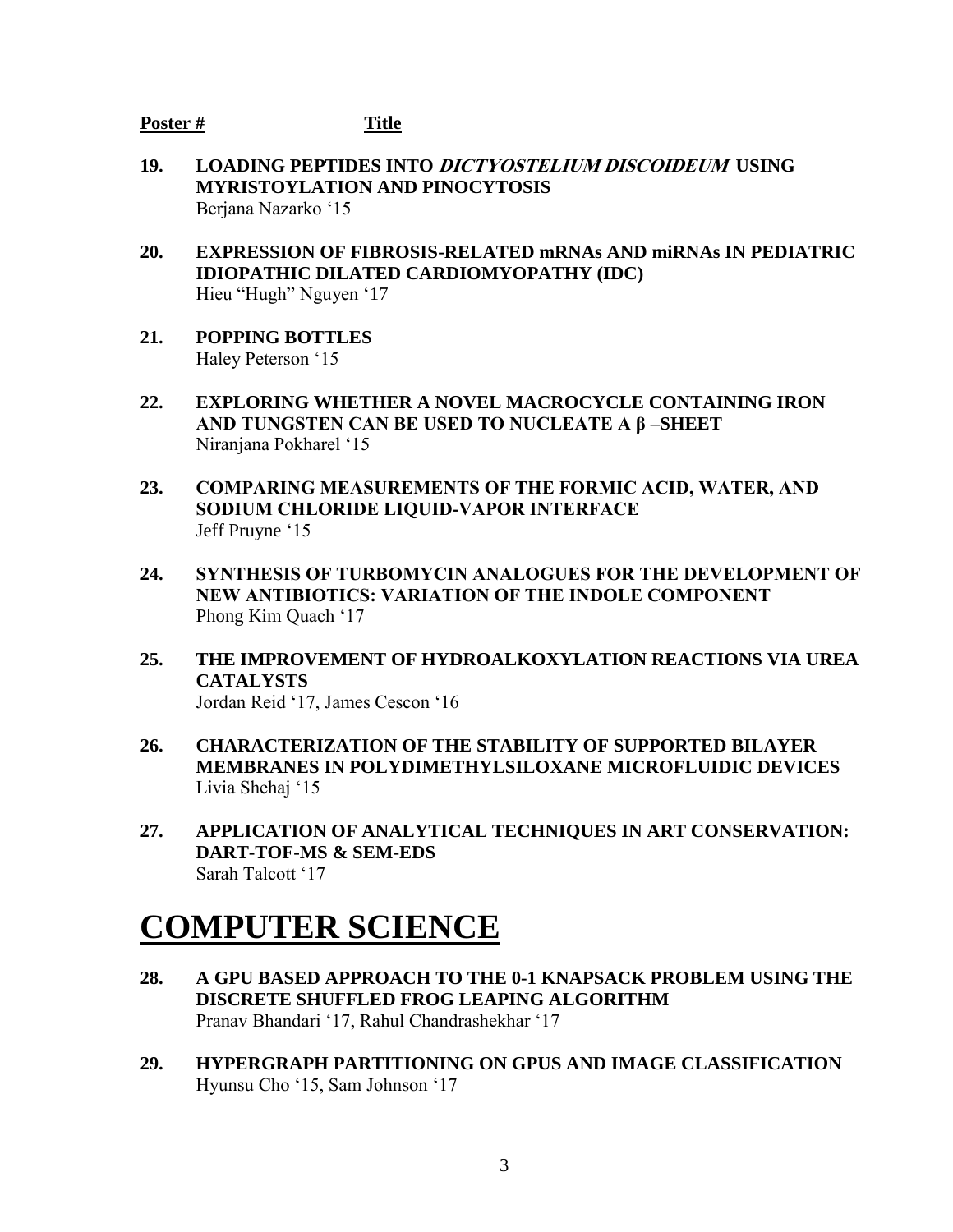**Poster #** **Title**

**19. LOADING PEPTIDES INTO *DICTYOSTELIUM DISCOIDEUM* USING MYRISTOYLATION AND PINOCYTOSIS**
Berjana Nazarko '15

**20. EXPRESSION OF FIBROSIS-RELATED mRNAs AND miRNAs IN PEDIATRIC IDIOPATHIC DILATED CARDIOMYOPATHY (IDC)**
Hieu "Hugh" Nguyen '17

**21. POPPING BOTTLES**
Haley Peterson '15

**22. EXPLORING WHETHER A NOVEL MACROCYCLE CONTAINING IRON AND TUNGSTEN CAN BE USED TO NUCLEATE A β –SHEET**
Niranjana Pokharel '15

**23. COMPARING MEASUREMENTS OF THE FORMIC ACID, WATER, AND SODIUM CHLORIDE LIQUID-VAPOR INTERFACE**
Jeff Pruyne '15

**24. SYNTHESIS OF TURBOMYCIN ANALOGUES FOR THE DEVELOPMENT OF NEW ANTIBIOTICS: VARIATION OF THE INDOLE COMPONENT**
Phong Kim Quach '17

**25. THE IMPROVEMENT OF HYDROALKOXYLATION REACTIONS VIA UREA CATALYSTS**
Jordan Reid '17, James Cescon '16

**26. CHARACTERIZATION OF THE STABILITY OF SUPPORTED BILAYER MEMBRANES IN POLYDIMETHYLSILOXANE MICROFLUIDIC DEVICES**
Livia Shehaj '15

**27. APPLICATION OF ANALYTICAL TECHNIQUES IN ART CONSERVATION: DART-TOF-MS & SEM-EDS**
Sarah Talcott '17

# COMPUTER SCIENCE

**28. A GPU BASED APPROACH TO THE 0-1 KNAPSACK PROBLEM USING THE DISCRETE SHUFFLED FROG LEAPING ALGORITHM**
Pranav Bhandari '17, Rahul Chandrashekhar '17

**29. HYPERGRAPH PARTITIONING ON GPUS AND IMAGE CLASSIFICATION**
Hyunsu Cho '15, Sam Johnson '17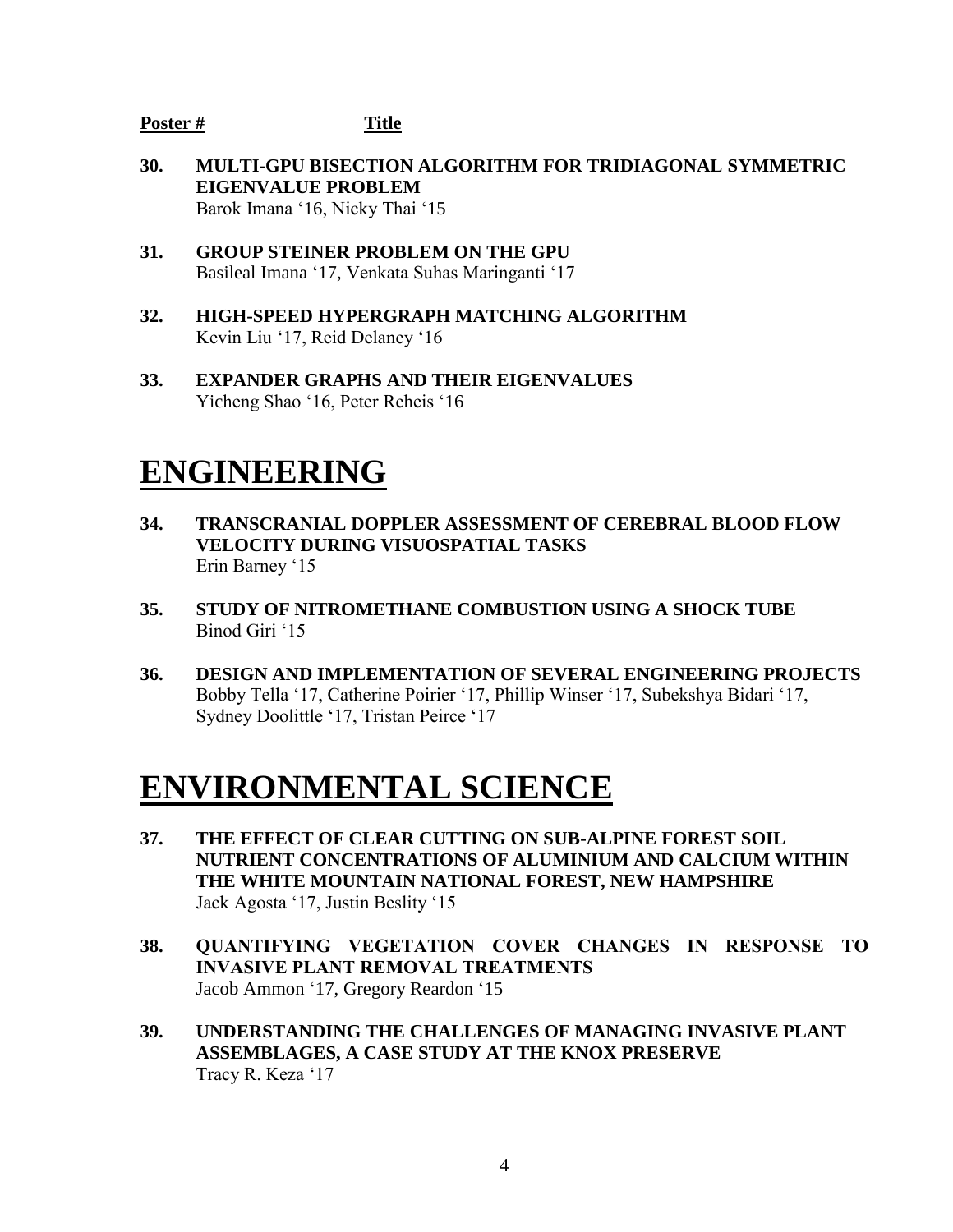**Poster #** **Title**

**30. MULTI-GPU BISECTION ALGORITHM FOR TRIDIAGONAL SYMMETRIC EIGENVALUE PROBLEM**
Barok Imana '16, Nicky Thai '15

**31. GROUP STEINER PROBLEM ON THE GPU**
Basileal Imana '17, Venkata Suhas Maringanti '17

**32. HIGH-SPEED HYPERGRAPH MATCHING ALGORITHM**
Kevin Liu '17, Reid Delaney '16

**33. EXPANDER GRAPHS AND THEIR EIGENVALUES**
Yicheng Shao '16, Peter Reheis '16

# ENGINEERING

**34. TRANSCRANIAL DOPPLER ASSESSMENT OF CEREBRAL BLOOD FLOW VELOCITY DURING VISUOSPATIAL TASKS**
Erin Barney '15

**35. STUDY OF NITROMETHANE COMBUSTION USING A SHOCK TUBE**
Binod Giri '15

**36. DESIGN AND IMPLEMENTATION OF SEVERAL ENGINEERING PROJECTS**
Bobby Tella '17, Catherine Poirier '17, Phillip Winser '17, Subekshya Bidari '17, Sydney Doolittle '17, Tristan Peirce '17

# ENVIRONMENTAL SCIENCE

**37. THE EFFECT OF CLEAR CUTTING ON SUB-ALPINE FOREST SOIL NUTRIENT CONCENTRATIONS OF ALUMINIUM AND CALCIUM WITHIN THE WHITE MOUNTAIN NATIONAL FOREST, NEW HAMPSHIRE**
Jack Agosta '17, Justin Beslity '15

**38. QUANTIFYING VEGETATION COVER CHANGES IN RESPONSE TO INVASIVE PLANT REMOVAL TREATMENTS**
Jacob Ammon '17, Gregory Reardon '15

**39. UNDERSTANDING THE CHALLENGES OF MANAGING INVASIVE PLANT ASSEMBLAGES, A CASE STUDY AT THE KNOX PRESERVE**
Tracy R. Keza '17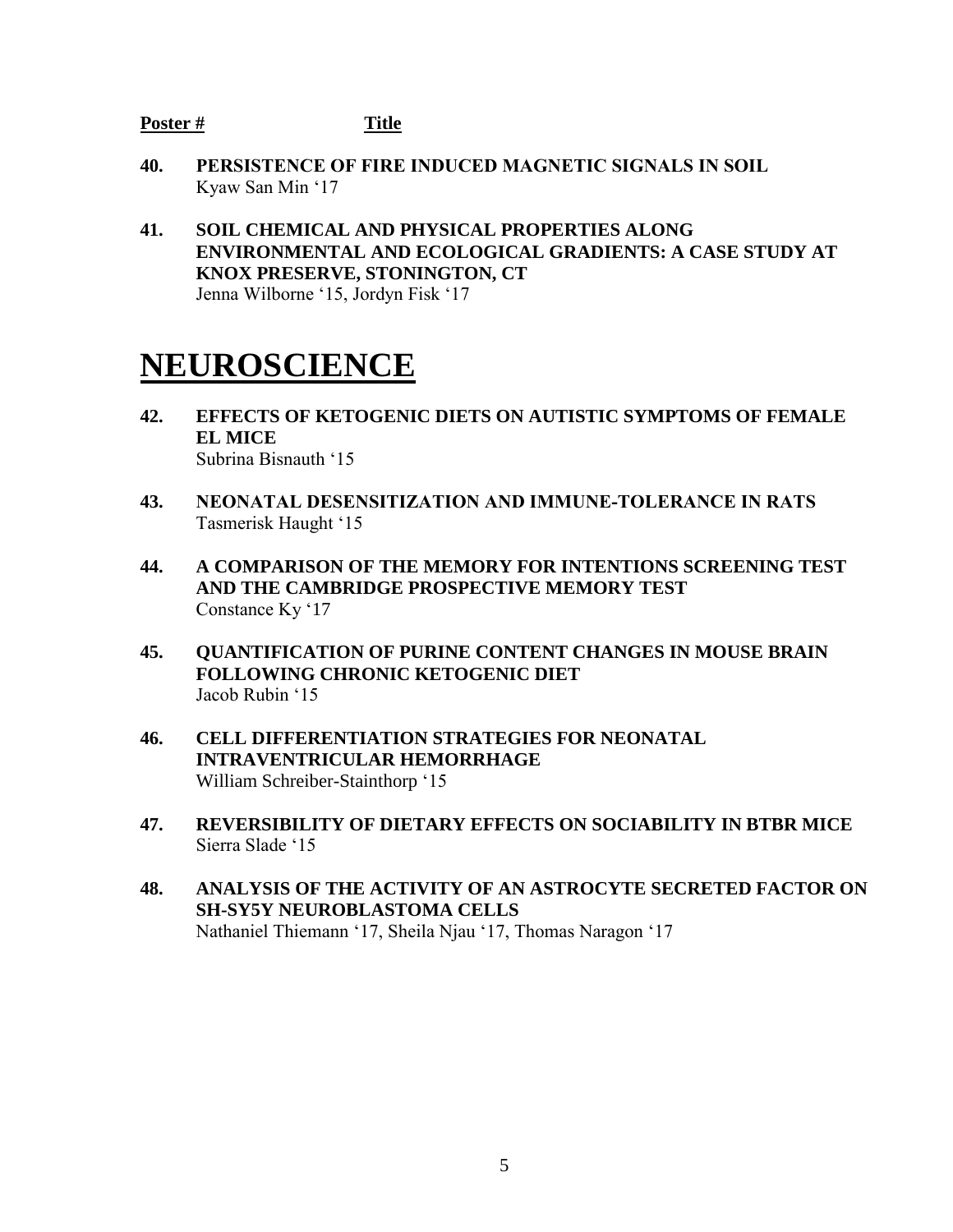**Poster #** **Title**

**40. PERSISTENCE OF FIRE INDUCED MAGNETIC SIGNALS IN SOIL**
Kyaw San Min '17

**41. SOIL CHEMICAL AND PHYSICAL PROPERTIES ALONG ENVIRONMENTAL AND ECOLOGICAL GRADIENTS: A CASE STUDY AT KNOX PRESERVE, STONINGTON, CT**
Jenna Wilborne '15, Jordyn Fisk '17

# NEUROSCIENCE

**42. EFFECTS OF KETOGENIC DIETS ON AUTISTIC SYMPTOMS OF FEMALE EL MICE**
Subrina Bisnauth '15

**43. NEONATAL DESENSITIZATION AND IMMUNE-TOLERANCE IN RATS**
Tasmerisk Haught '15

**44. A COMPARISON OF THE MEMORY FOR INTENTIONS SCREENING TEST AND THE CAMBRIDGE PROSPECTIVE MEMORY TEST**
Constance Ky '17

**45. QUANTIFICATION OF PURINE CONTENT CHANGES IN MOUSE BRAIN FOLLOWING CHRONIC KETOGENIC DIET**
Jacob Rubin '15

**46. CELL DIFFERENTIATION STRATEGIES FOR NEONATAL INTRAVENTRICULAR HEMORRHAGE**
William Schreiber-Stainthorp '15

**47. REVERSIBILITY OF DIETARY EFFECTS ON SOCIABILITY IN BTBR MICE**
Sierra Slade '15

**48. ANALYSIS OF THE ACTIVITY OF AN ASTROCYTE SECRETED FACTOR ON SH-SY5Y NEUROBLASTOMA CELLS**
Nathaniel Thiemann '17, Sheila Njau '17, Thomas Naragon '17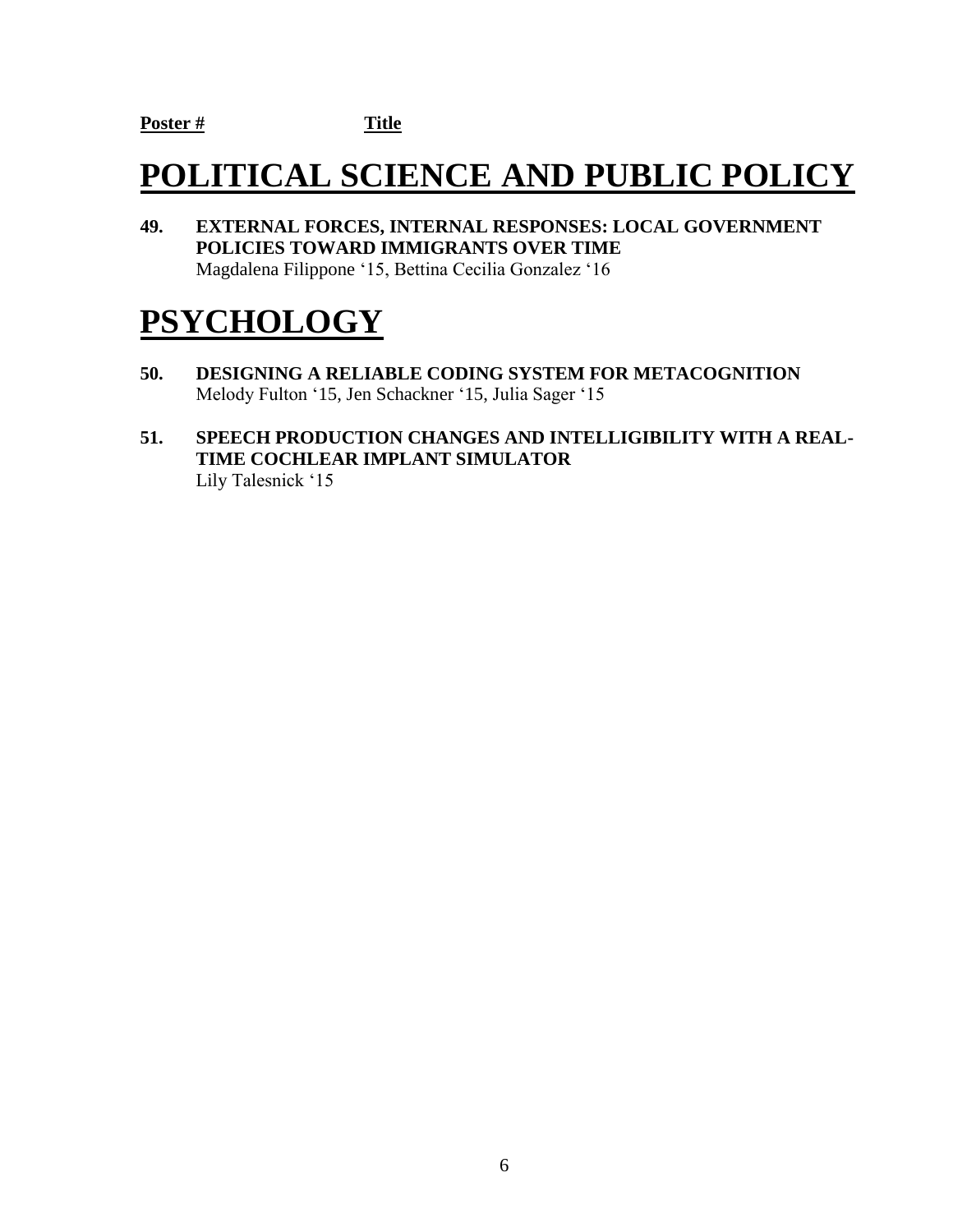**Poster #** **Title**

# POLITICAL SCIENCE AND PUBLIC POLICY

**49. EXTERNAL FORCES, INTERNAL RESPONSES: LOCAL GOVERNMENT POLICIES TOWARD IMMIGRANTS OVER TIME**
Magdalena Filippone '15, Bettina Cecilia Gonzalez '16

# PSYCHOLOGY

**50. DESIGNING A RELIABLE CODING SYSTEM FOR METACOGNITION**
Melody Fulton '15, Jen Schackner '15, Julia Sager '15

**51. SPEECH PRODUCTION CHANGES AND INTELLIGIBILITY WITH A REAL-TIME COCHLEAR IMPLANT SIMULATOR**
Lily Talesnick '15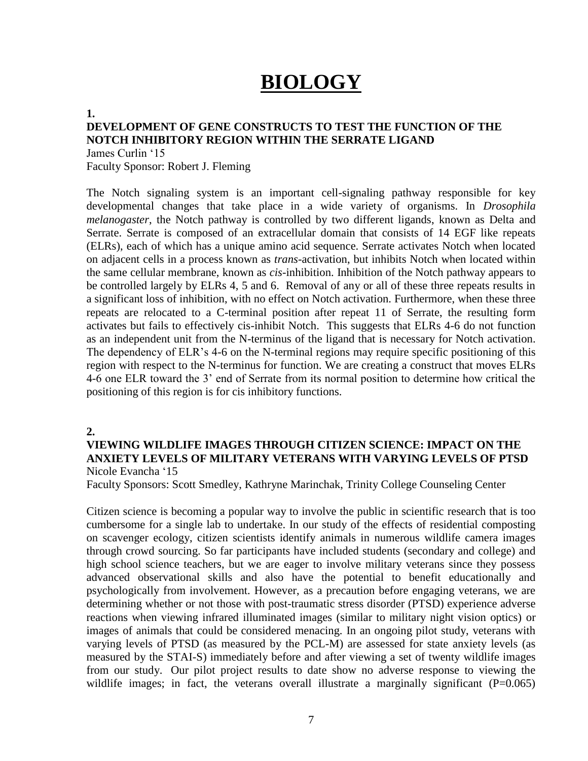# BIOLOGY

**1.**

**DEVELOPMENT OF GENE CONSTRUCTS TO TEST THE FUNCTION OF THE NOTCH INHIBITORY REGION WITHIN THE SERRATE LIGAND**

James Curlin '15

Faculty Sponsor: Robert J. Fleming

The Notch signaling system is an important cell-signaling pathway responsible for key developmental changes that take place in a wide variety of organisms. In *Drosophila melanogaster*, the Notch pathway is controlled by two different ligands, known as Delta and Serrate. Serrate is composed of an extracellular domain that consists of 14 EGF like repeats (ELRs), each of which has a unique amino acid sequence. Serrate activates Notch when located on adjacent cells in a process known as *trans*-activation, but inhibits Notch when located within the same cellular membrane, known as *cis*-inhibition. Inhibition of the Notch pathway appears to be controlled largely by ELRs 4, 5 and 6. Removal of any or all of these three repeats results in a significant loss of inhibition, with no effect on Notch activation. Furthermore, when these three repeats are relocated to a C-terminal position after repeat 11 of Serrate, the resulting form activates but fails to effectively cis-inhibit Notch. This suggests that ELRs 4-6 do not function as an independent unit from the N-terminus of the ligand that is necessary for Notch activation. The dependency of ELR's 4-6 on the N-terminal regions may require specific positioning of this region with respect to the N-terminus for function. We are creating a construct that moves ELRs 4-6 one ELR toward the 3' end of Serrate from its normal position to determine how critical the positioning of this region is for cis inhibitory functions.

**2.**

**VIEWING WILDLIFE IMAGES THROUGH CITIZEN SCIENCE: IMPACT ON THE ANXIETY LEVELS OF MILITARY VETERANS WITH VARYING LEVELS OF PTSD**

Nicole Evancha '15

Faculty Sponsors: Scott Smedley, Kathryne Marinchak, Trinity College Counseling Center

Citizen science is becoming a popular way to involve the public in scientific research that is too cumbersome for a single lab to undertake. In our study of the effects of residential composting on scavenger ecology, citizen scientists identify animals in numerous wildlife camera images through crowd sourcing. So far participants have included students (secondary and college) and high school science teachers, but we are eager to involve military veterans since they possess advanced observational skills and also have the potential to benefit educationally and psychologically from involvement. However, as a precaution before engaging veterans, we are determining whether or not those with post-traumatic stress disorder (PTSD) experience adverse reactions when viewing infrared illuminated images (similar to military night vision optics) or images of animals that could be considered menacing. In an ongoing pilot study, veterans with varying levels of PTSD (as measured by the PCL-M) are assessed for state anxiety levels (as measured by the STAI-S) immediately before and after viewing a set of twenty wildlife images from our study. Our pilot project results to date show no adverse response to viewing the wildlife images; in fact, the veterans overall illustrate a marginally significant ($P=0.065$)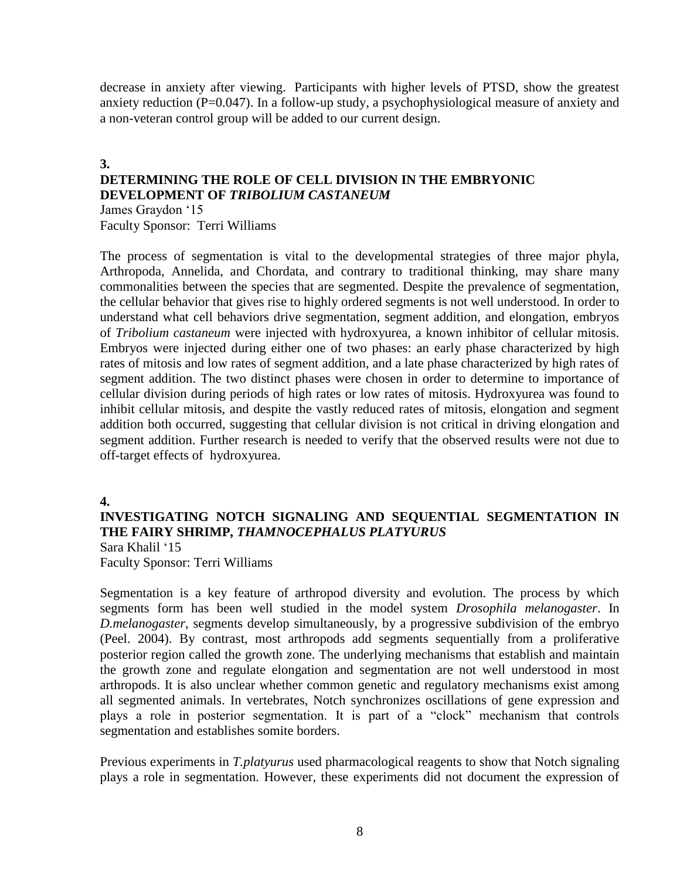decrease in anxiety after viewing. Participants with higher levels of PTSD, show the greatest anxiety reduction (P=0.047). In a follow-up study, a psychophysiological measure of anxiety and a non-veteran control group will be added to our current design.

**3.**

### DETERMINING THE ROLE OF CELL DIVISION IN THE EMBRYONIC DEVELOPMENT OF *TRIBOLIUM CASTANEUM*

James Graydon '15
Faculty Sponsor: Terri Williams

The process of segmentation is vital to the developmental strategies of three major phyla, Arthropoda, Annelida, and Chordata, and contrary to traditional thinking, may share many commonalities between the species that are segmented. Despite the prevalence of segmentation, the cellular behavior that gives rise to highly ordered segments is not well understood. In order to understand what cell behaviors drive segmentation, segment addition, and elongation, embryos of *Tribolium castaneum* were injected with hydroxyurea, a known inhibitor of cellular mitosis. Embryos were injected during either one of two phases: an early phase characterized by high rates of mitosis and low rates of segment addition, and a late phase characterized by high rates of segment addition. The two distinct phases were chosen in order to determine to importance of cellular division during periods of high rates or low rates of mitosis. Hydroxyurea was found to inhibit cellular mitosis, and despite the vastly reduced rates of mitosis, elongation and segment addition both occurred, suggesting that cellular division is not critical in driving elongation and segment addition. Further research is needed to verify that the observed results were not due to off-target effects of hydroxyurea.

**4.**

### INVESTIGATING NOTCH SIGNALING AND SEQUENTIAL SEGMENTATION IN THE FAIRY SHRIMP, *THAMNOCEPHALUS PLATYURUS*

Sara Khalil '15
Faculty Sponsor: Terri Williams

Segmentation is a key feature of arthropod diversity and evolution. The process by which segments form has been well studied in the model system *Drosophila melanogaster*. In *D.melanogaster*, segments develop simultaneously, by a progressive subdivision of the embryo (Peel. 2004). By contrast, most arthropods add segments sequentially from a proliferative posterior region called the growth zone. The underlying mechanisms that establish and maintain the growth zone and regulate elongation and segmentation are not well understood in most arthropods. It is also unclear whether common genetic and regulatory mechanisms exist among all segmented animals. In vertebrates, Notch synchronizes oscillations of gene expression and plays a role in posterior segmentation. It is part of a "clock" mechanism that controls segmentation and establishes somite borders.

Previous experiments in *T.platyurus* used pharmacological reagents to show that Notch signaling plays a role in segmentation. However, these experiments did not document the expression of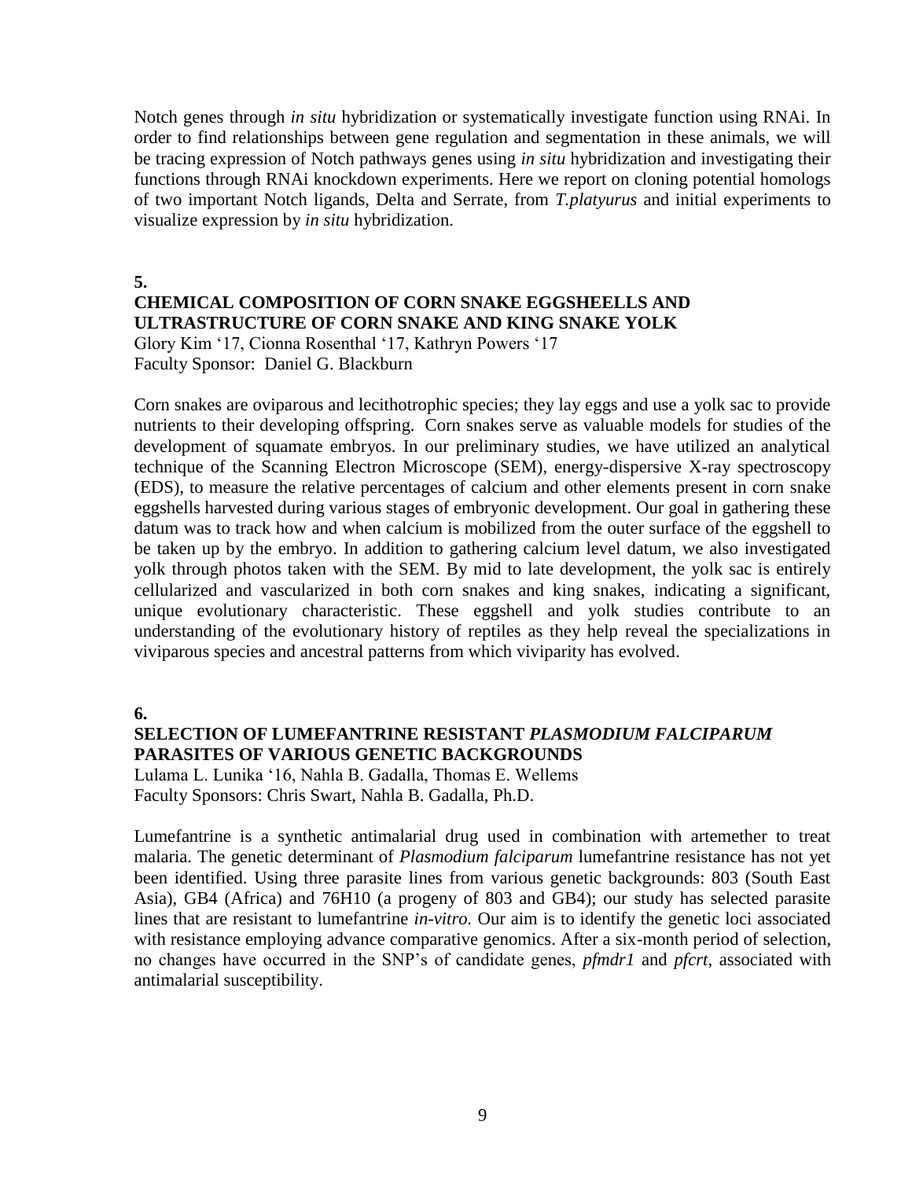Notch genes through *in situ* hybridization or systematically investigate function using RNAi. In order to find relationships between gene regulation and segmentation in these animals, we will be tracing expression of Notch pathways genes using *in situ* hybridization and investigating their functions through RNAi knockdown experiments. Here we report on cloning potential homologs of two important Notch ligands, Delta and Serrate, from *T.platyurus* and initial experiments to visualize expression by *in situ* hybridization.

**5.**

**CHEMICAL COMPOSITION OF CORN SNAKE EGGSHEELLS AND ULTRASTRUCTURE OF CORN SNAKE AND KING SNAKE YOLK**

Glory Kim '17, Cionna Rosenthal '17, Kathryn Powers '17
Faculty Sponsor: Daniel G. Blackburn

Corn snakes are oviparous and lecithotrophic species; they lay eggs and use a yolk sac to provide nutrients to their developing offspring. Corn snakes serve as valuable models for studies of the development of squamate embryos. In our preliminary studies, we have utilized an analytical technique of the Scanning Electron Microscope (SEM), energy-dispersive X-ray spectroscopy (EDS), to measure the relative percentages of calcium and other elements present in corn snake eggshells harvested during various stages of embryonic development. Our goal in gathering these datum was to track how and when calcium is mobilized from the outer surface of the eggshell to be taken up by the embryo. In addition to gathering calcium level datum, we also investigated yolk through photos taken with the SEM. By mid to late development, the yolk sac is entirely cellularized and vascularized in both corn snakes and king snakes, indicating a significant, unique evolutionary characteristic. These eggshell and yolk studies contribute to an understanding of the evolutionary history of reptiles as they help reveal the specializations in viviparous species and ancestral patterns from which viviparity has evolved.

**6.**

**SELECTION OF LUMEFANTRINE RESISTANT *PLASMODIUM FALCIPARUM* PARASITES OF VARIOUS GENETIC BACKGROUNDS**

Lulama L. Lunika '16, Nahla B. Gadalla, Thomas E. Wellems
Faculty Sponsors: Chris Swart, Nahla B. Gadalla, Ph.D.

Lumefantrine is a synthetic antimalarial drug used in combination with artemether to treat malaria. The genetic determinant of *Plasmodium falciparum* lumefantrine resistance has not yet been identified. Using three parasite lines from various genetic backgrounds: 803 (South East Asia), GB4 (Africa) and 76H10 (a progeny of 803 and GB4); our study has selected parasite lines that are resistant to lumefantrine *in-vitro.* Our aim is to identify the genetic loci associated with resistance employing advance comparative genomics. After a six-month period of selection, no changes have occurred in the SNP's of candidate genes, *pfmdr1* and *pfcrt*, associated with antimalarial susceptibility.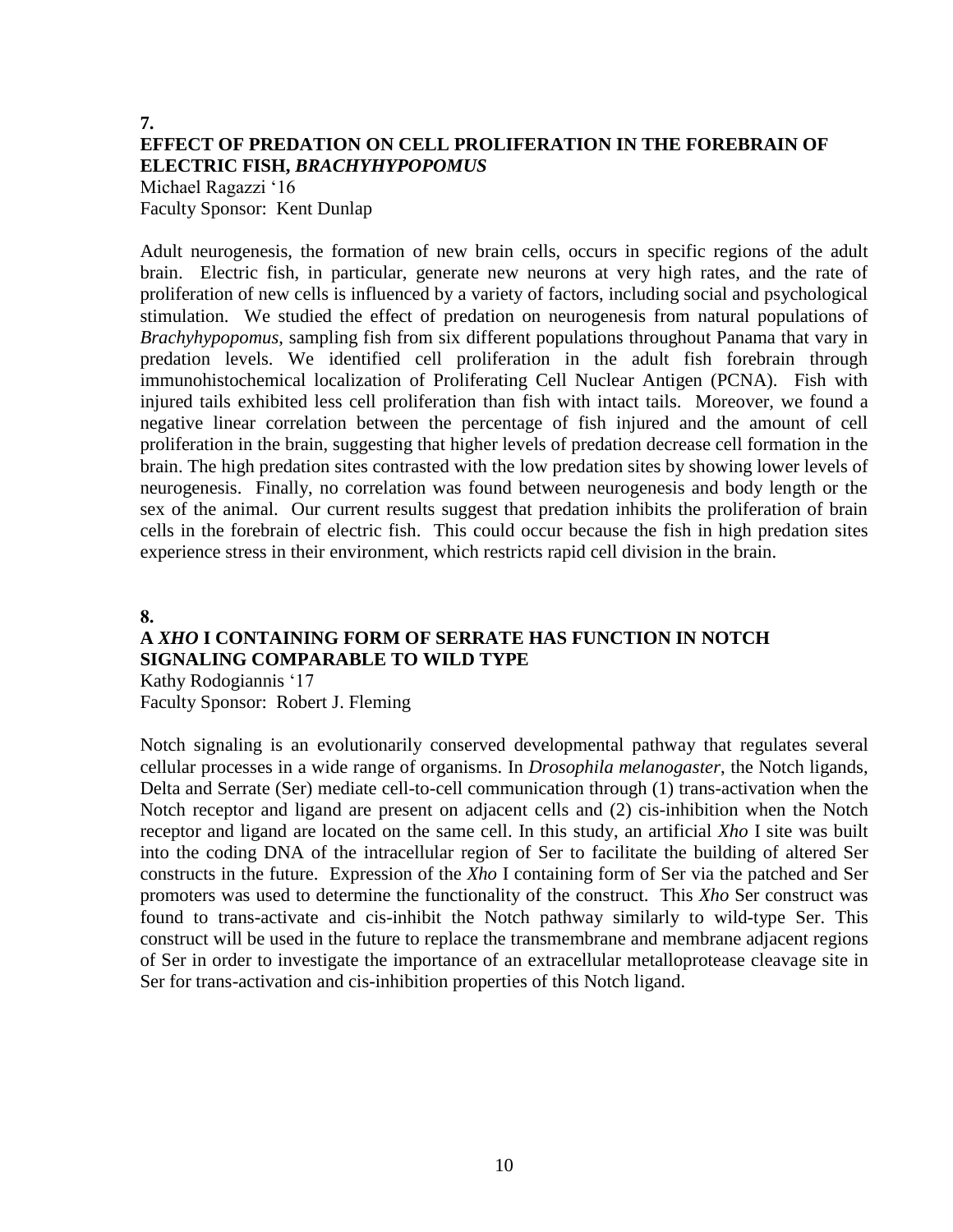**7.**

## EFFECT OF PREDATION ON CELL PROLIFERATION IN THE FOREBRAIN OF ELECTRIC FISH, *BRACHYHYPOPOMUS*

Michael Ragazzi '16
Faculty Sponsor: Kent Dunlap

Adult neurogenesis, the formation of new brain cells, occurs in specific regions of the adult brain. Electric fish, in particular, generate new neurons at very high rates, and the rate of proliferation of new cells is influenced by a variety of factors, including social and psychological stimulation. We studied the effect of predation on neurogenesis from natural populations of *Brachyhypopomus*, sampling fish from six different populations throughout Panama that vary in predation levels. We identified cell proliferation in the adult fish forebrain through immunohistochemical localization of Proliferating Cell Nuclear Antigen (PCNA). Fish with injured tails exhibited less cell proliferation than fish with intact tails. Moreover, we found a negative linear correlation between the percentage of fish injured and the amount of cell proliferation in the brain, suggesting that higher levels of predation decrease cell formation in the brain. The high predation sites contrasted with the low predation sites by showing lower levels of neurogenesis. Finally, no correlation was found between neurogenesis and body length or the sex of the animal. Our current results suggest that predation inhibits the proliferation of brain cells in the forebrain of electric fish. This could occur because the fish in high predation sites experience stress in their environment, which restricts rapid cell division in the brain.

**8.**

## A *XHO* I CONTAINING FORM OF SERRATE HAS FUNCTION IN NOTCH SIGNALING COMPARABLE TO WILD TYPE

Kathy Rodogiannis '17
Faculty Sponsor: Robert J. Fleming

Notch signaling is an evolutionarily conserved developmental pathway that regulates several cellular processes in a wide range of organisms. In *Drosophila melanogaster*, the Notch ligands, Delta and Serrate (Ser) mediate cell-to-cell communication through (1) trans-activation when the Notch receptor and ligand are present on adjacent cells and (2) cis-inhibition when the Notch receptor and ligand are located on the same cell. In this study, an artificial *Xho* I site was built into the coding DNA of the intracellular region of Ser to facilitate the building of altered Ser constructs in the future. Expression of the *Xho* I containing form of Ser via the patched and Ser promoters was used to determine the functionality of the construct. This *Xho* Ser construct was found to trans-activate and cis-inhibit the Notch pathway similarly to wild-type Ser. This construct will be used in the future to replace the transmembrane and membrane adjacent regions of Ser in order to investigate the importance of an extracellular metalloprotease cleavage site in Ser for trans-activation and cis-inhibition properties of this Notch ligand.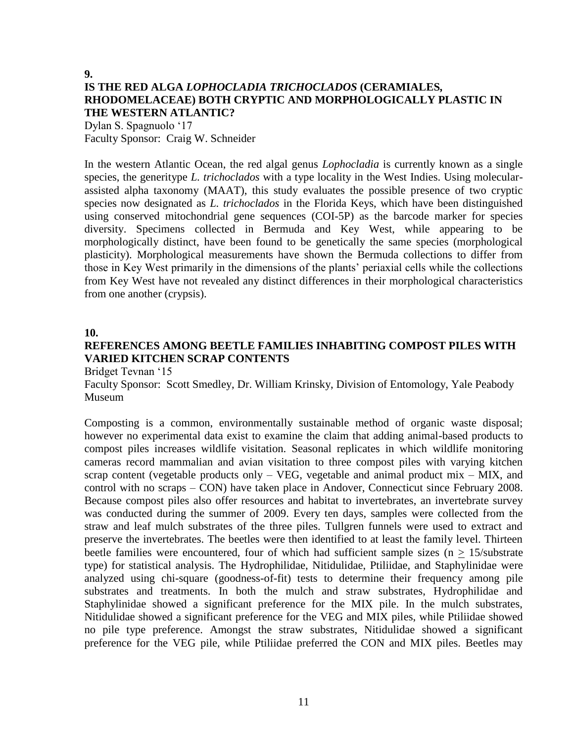**9.**

## IS THE RED ALGA *LOPHOCLADIA TRICHOCLADOS* (CERAMIALES, RHODOMELACEAE) BOTH CRYPTIC AND MORPHOLOGICALLY PLASTIC IN THE WESTERN ATLANTIC?

Dylan S. Spagnuolo '17
Faculty Sponsor: Craig W. Schneider

In the western Atlantic Ocean, the red algal genus *Lophocladia* is currently known as a single species, the generitype *L. trichoclados* with a type locality in the West Indies. Using molecular-assisted alpha taxonomy (MAAT), this study evaluates the possible presence of two cryptic species now designated as *L. trichoclados* in the Florida Keys, which have been distinguished using conserved mitochondrial gene sequences (COI-5P) as the barcode marker for species diversity. Specimens collected in Bermuda and Key West, while appearing to be morphologically distinct, have been found to be genetically the same species (morphological plasticity). Morphological measurements have shown the Bermuda collections to differ from those in Key West primarily in the dimensions of the plants' periaxial cells while the collections from Key West have not revealed any distinct differences in their morphological characteristics from one another (crypsis).

**10.**

## REFERENCES AMONG BEETLE FAMILIES INHABITING COMPOST PILES WITH VARIED KITCHEN SCRAP CONTENTS

Bridget Tevnan '15
Faculty Sponsor: Scott Smedley, Dr. William Krinsky, Division of Entomology, Yale Peabody Museum

Composting is a common, environmentally sustainable method of organic waste disposal; however no experimental data exist to examine the claim that adding animal-based products to compost piles increases wildlife visitation. Seasonal replicates in which wildlife monitoring cameras record mammalian and avian visitation to three compost piles with varying kitchen scrap content (vegetable products only – VEG, vegetable and animal product mix – MIX, and control with no scraps – CON) have taken place in Andover, Connecticut since February 2008. Because compost piles also offer resources and habitat to invertebrates, an invertebrate survey was conducted during the summer of 2009. Every ten days, samples were collected from the straw and leaf mulch substrates of the three piles. Tullgren funnels were used to extract and preserve the invertebrates. The beetles were then identified to at least the family level. Thirteen beetle families were encountered, four of which had sufficient sample sizes ($n \geq 15$/substrate type) for statistical analysis. The Hydrophilidae, Nitidulidae, Ptiliidae, and Staphylinidae were analyzed using chi-square (goodness-of-fit) tests to determine their frequency among pile substrates and treatments. In both the mulch and straw substrates, Hydrophilidae and Staphylinidae showed a significant preference for the MIX pile. In the mulch substrates, Nitidulidae showed a significant preference for the VEG and MIX piles, while Ptiliidae showed no pile type preference. Amongst the straw substrates, Nitidulidae showed a significant preference for the VEG pile, while Ptiliidae preferred the CON and MIX piles. Beetles may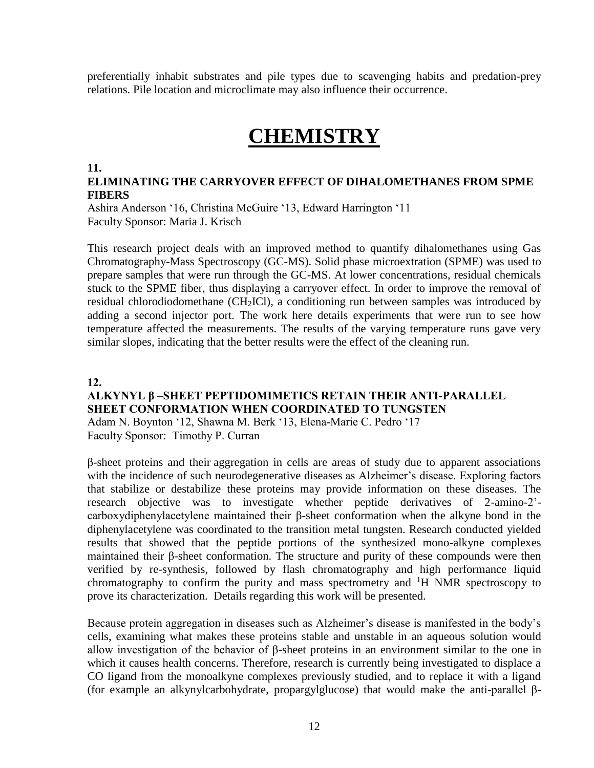preferentially inhabit substrates and pile types due to scavenging habits and predation-prey relations. Pile location and microclimate may also influence their occurrence.

# CHEMISTRY

**11.**

### ELIMINATING THE CARRYOVER EFFECT OF DIHALOMETHANES FROM SPME FIBERS

Ashira Anderson '16, Christina McGuire '13, Edward Harrington '11
Faculty Sponsor: Maria J. Krisch

This research project deals with an improved method to quantify dihalomethanes using Gas Chromatography-Mass Spectroscopy (GC-MS). Solid phase microextration (SPME) was used to prepare samples that were run through the GC-MS. At lower concentrations, residual chemicals stuck to the SPME fiber, thus displaying a carryover effect. In order to improve the removal of residual chlorodiodomethane ($CH_2ICl$), a conditioning run between samples was introduced by adding a second injector port. The work here details experiments that were run to see how temperature affected the measurements. The results of the varying temperature runs gave very similar slopes, indicating that the better results were the effect of the cleaning run.

**12.**

### ALKYNYL β –SHEET PEPTIDOMIMETICS RETAIN THEIR ANTI-PARALLEL SHEET CONFORMATION WHEN COORDINATED TO TUNGSTEN

Adam N. Boynton '12, Shawna M. Berk '13, Elena-Marie C. Pedro '17
Faculty Sponsor: Timothy P. Curran

β-sheet proteins and their aggregation in cells are areas of study due to apparent associations with the incidence of such neurodegenerative diseases as Alzheimer's disease. Exploring factors that stabilize or destabilize these proteins may provide information on these diseases. The research objective was to investigate whether peptide derivatives of 2-amino-2'-carboxydiphenylacetylene maintained their β-sheet conformation when the alkyne bond in the diphenylacetylene was coordinated to the transition metal tungsten. Research conducted yielded results that showed that the peptide portions of the synthesized mono-alkyne complexes maintained their β-sheet conformation. The structure and purity of these compounds were then verified by re-synthesis, followed by flash chromatography and high performance liquid chromatography to confirm the purity and mass spectrometry and $^1$H NMR spectroscopy to prove its characterization. Details regarding this work will be presented.

Because protein aggregation in diseases such as Alzheimer's disease is manifested in the body's cells, examining what makes these proteins stable and unstable in an aqueous solution would allow investigation of the behavior of β-sheet proteins in an environment similar to the one in which it causes health concerns. Therefore, research is currently being investigated to displace a CO ligand from the monoalkyne complexes previously studied, and to replace it with a ligand (for example an alkynylcarbohydrate, propargylglucose) that would make the anti-parallel β-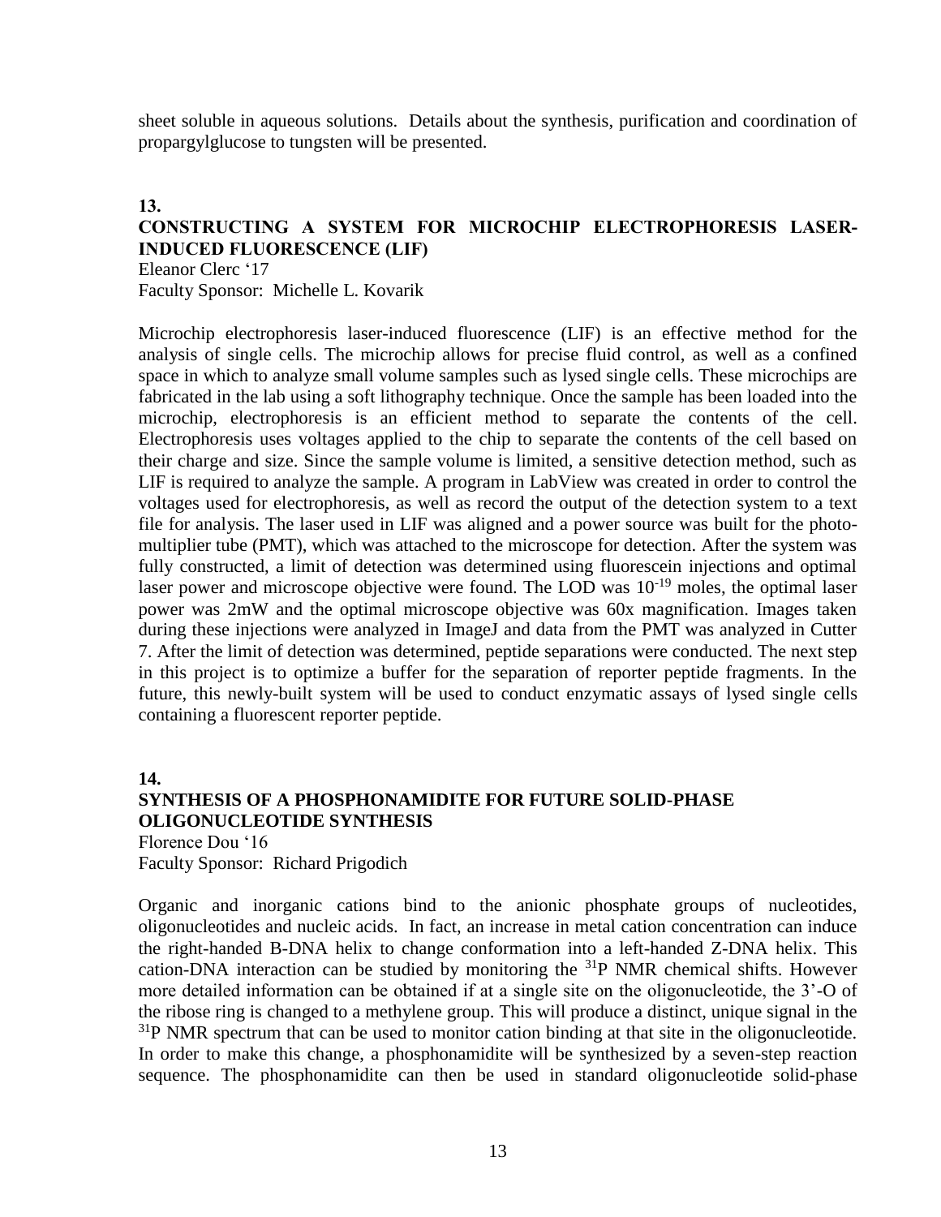sheet soluble in aqueous solutions. Details about the synthesis, purification and coordination of propargylglucose to tungsten will be presented.

**13.**

### CONSTRUCTING A SYSTEM FOR MICROCHIP ELECTROPHORESIS LASER-INDUCED FLUORESCENCE (LIF)

Eleanor Clerc '17
Faculty Sponsor: Michelle L. Kovarik

Microchip electrophoresis laser-induced fluorescence (LIF) is an effective method for the analysis of single cells. The microchip allows for precise fluid control, as well as a confined space in which to analyze small volume samples such as lysed single cells. These microchips are fabricated in the lab using a soft lithography technique. Once the sample has been loaded into the microchip, electrophoresis is an efficient method to separate the contents of the cell. Electrophoresis uses voltages applied to the chip to separate the contents of the cell based on their charge and size. Since the sample volume is limited, a sensitive detection method, such as LIF is required to analyze the sample. A program in LabView was created in order to control the voltages used for electrophoresis, as well as record the output of the detection system to a text file for analysis. The laser used in LIF was aligned and a power source was built for the photo-multiplier tube (PMT), which was attached to the microscope for detection. After the system was fully constructed, a limit of detection was determined using fluorescein injections and optimal laser power and microscope objective were found. The LOD was $10^{-19}$ moles, the optimal laser power was 2mW and the optimal microscope objective was 60x magnification. Images taken during these injections were analyzed in ImageJ and data from the PMT was analyzed in Cutter 7. After the limit of detection was determined, peptide separations were conducted. The next step in this project is to optimize a buffer for the separation of reporter peptide fragments. In the future, this newly-built system will be used to conduct enzymatic assays of lysed single cells containing a fluorescent reporter peptide.

**14.**

### SYNTHESIS OF A PHOSPHONAMIDITE FOR FUTURE SOLID-PHASE OLIGONUCLEOTIDE SYNTHESIS

Florence Dou '16
Faculty Sponsor: Richard Prigodich

Organic and inorganic cations bind to the anionic phosphate groups of nucleotides, oligonucleotides and nucleic acids. In fact, an increase in metal cation concentration can induce the right-handed B-DNA helix to change conformation into a left-handed Z-DNA helix. This cation-DNA interaction can be studied by monitoring the $^{31}$P NMR chemical shifts. However more detailed information can be obtained if at a single site on the oligonucleotide, the 3'-O of the ribose ring is changed to a methylene group. This will produce a distinct, unique signal in the $^{31}$P NMR spectrum that can be used to monitor cation binding at that site in the oligonucleotide. In order to make this change, a phosphonamidite will be synthesized by a seven-step reaction sequence. The phosphonamidite can then be used in standard oligonucleotide solid-phase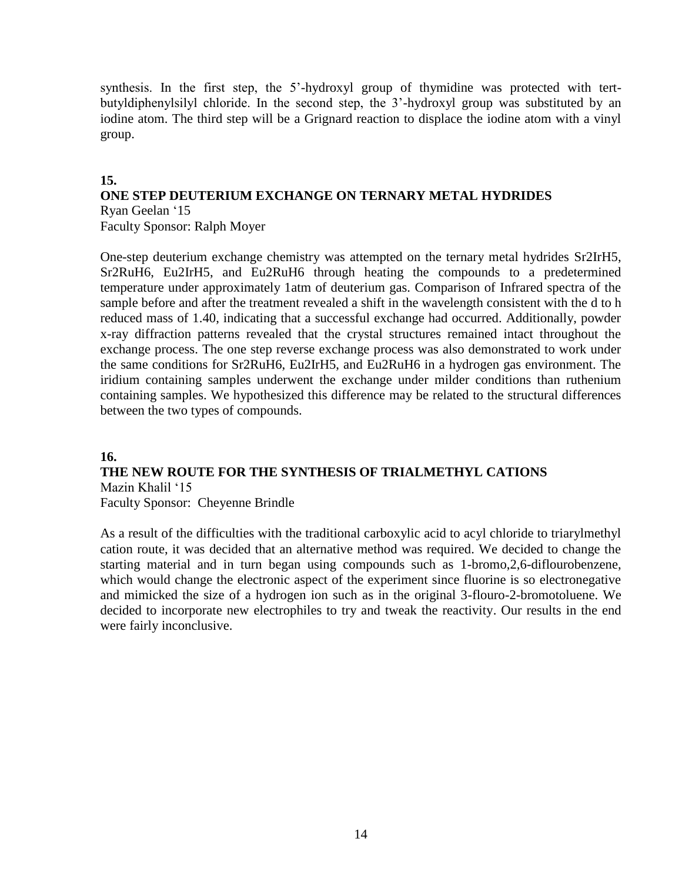synthesis. In the first step, the 5'-hydroxyl group of thymidine was protected with tert-butyldiphenylsilyl chloride. In the second step, the 3'-hydroxyl group was substituted by an iodine atom. The third step will be a Grignard reaction to displace the iodine atom with a vinyl group.

**15.**

### ONE STEP DEUTERIUM EXCHANGE ON TERNARY METAL HYDRIDES

Ryan Geelan '15
Faculty Sponsor: Ralph Moyer

One-step deuterium exchange chemistry was attempted on the ternary metal hydrides $Sr_2IrH_5$, $Sr_2RuH_6$, $Eu_2IrH_5$, and $Eu_2RuH_6$ through heating the compounds to a predetermined temperature under approximately 1atm of deuterium gas. Comparison of Infrared spectra of the sample before and after the treatment revealed a shift in the wavelength consistent with the d to h reduced mass of 1.40, indicating that a successful exchange had occurred. Additionally, powder x-ray diffraction patterns revealed that the crystal structures remained intact throughout the exchange process. The one step reverse exchange process was also demonstrated to work under the same conditions for $Sr_2RuH_6$, $Eu_2IrH_5$, and $Eu_2RuH_6$ in a hydrogen gas environment. The iridium containing samples underwent the exchange under milder conditions than ruthenium containing samples. We hypothesized this difference may be related to the structural differences between the two types of compounds.

**16.**

### THE NEW ROUTE FOR THE SYNTHESIS OF TRIALMETHYL CATIONS

Mazin Khalil '15
Faculty Sponsor: Cheyenne Brindle

As a result of the difficulties with the traditional carboxylic acid to acyl chloride to triarylmethyl cation route, it was decided that an alternative method was required. We decided to change the starting material and in turn began using compounds such as 1-bromo,2,6-diflourobenzene, which would change the electronic aspect of the experiment since fluorine is so electronegative and mimicked the size of a hydrogen ion such as in the original 3-flouro-2-bromotoluene. We decided to incorporate new electrophiles to try and tweak the reactivity. Our results in the end were fairly inconclusive.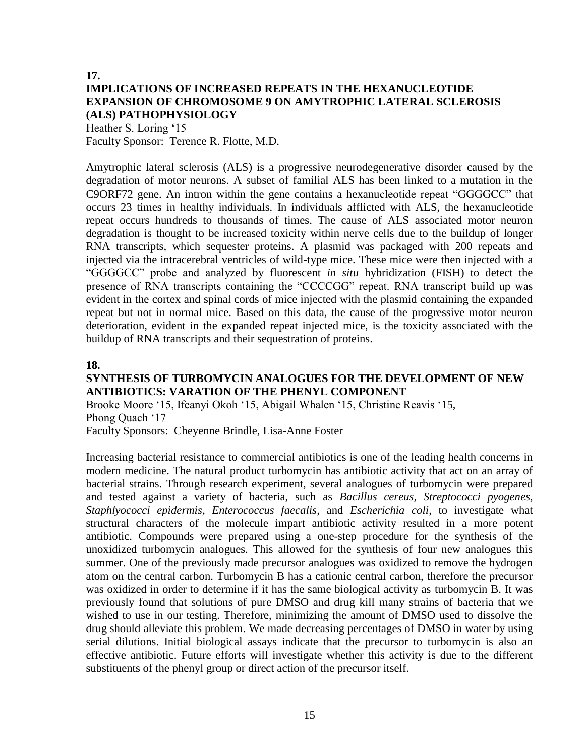**17.**

**IMPLICATIONS OF INCREASED REPEATS IN THE HEXANUCLEOTIDE EXPANSION OF CHROMOSOME 9 ON AMYTROPHIC LATERAL SCLEROSIS (ALS) PATHOPHYSIOLOGY**

Heather S. Loring '15
Faculty Sponsor: Terence R. Flotte, M.D.

Amytrophic lateral sclerosis (ALS) is a progressive neurodegenerative disorder caused by the degradation of motor neurons. A subset of familial ALS has been linked to a mutation in the C9ORF72 gene. An intron within the gene contains a hexanucleotide repeat "GGGGCC" that occurs 23 times in healthy individuals. In individuals afflicted with ALS, the hexanucleotide repeat occurs hundreds to thousands of times. The cause of ALS associated motor neuron degradation is thought to be increased toxicity within nerve cells due to the buildup of longer RNA transcripts, which sequester proteins. A plasmid was packaged with 200 repeats and injected via the intracerebral ventricles of wild-type mice. These mice were then injected with a "GGGGCC" probe and analyzed by fluorescent *in situ* hybridization (FISH) to detect the presence of RNA transcripts containing the "CCCCGG" repeat. RNA transcript build up was evident in the cortex and spinal cords of mice injected with the plasmid containing the expanded repeat but not in normal mice. Based on this data, the cause of the progressive motor neuron deterioration, evident in the expanded repeat injected mice, is the toxicity associated with the buildup of RNA transcripts and their sequestration of proteins.

**18.**

**SYNTHESIS OF TURBOMYCIN ANALOGUES FOR THE DEVELOPMENT OF NEW ANTIBIOTICS: VARATION OF THE PHENYL COMPONENT**

Brooke Moore '15, Ifeanyi Okoh '15, Abigail Whalen '15, Christine Reavis '15, Phong Quach '17
Faculty Sponsors: Cheyenne Brindle, Lisa-Anne Foster

Increasing bacterial resistance to commercial antibiotics is one of the leading health concerns in modern medicine. The natural product turbomycin has antibiotic activity that act on an array of bacterial strains. Through research experiment, several analogues of turbomycin were prepared and tested against a variety of bacteria, such as *Bacillus cereus*, *Streptococci pyogenes*, *Staphlyococci epidermis*, *Enterococcus faecalis*, and *Escherichia coli*, to investigate what structural characters of the molecule impart antibiotic activity resulted in a more potent antibiotic. Compounds were prepared using a one-step procedure for the synthesis of the unoxidized turbomycin analogues. This allowed for the synthesis of four new analogues this summer. One of the previously made precursor analogues was oxidized to remove the hydrogen atom on the central carbon. Turbomycin B has a cationic central carbon, therefore the precursor was oxidized in order to determine if it has the same biological activity as turbomycin B. It was previously found that solutions of pure DMSO and drug kill many strains of bacteria that we wished to use in our testing. Therefore, minimizing the amount of DMSO used to dissolve the drug should alleviate this problem. We made decreasing percentages of DMSO in water by using serial dilutions. Initial biological assays indicate that the precursor to turbomycin is also an effective antibiotic. Future efforts will investigate whether this activity is due to the different substituents of the phenyl group or direct action of the precursor itself.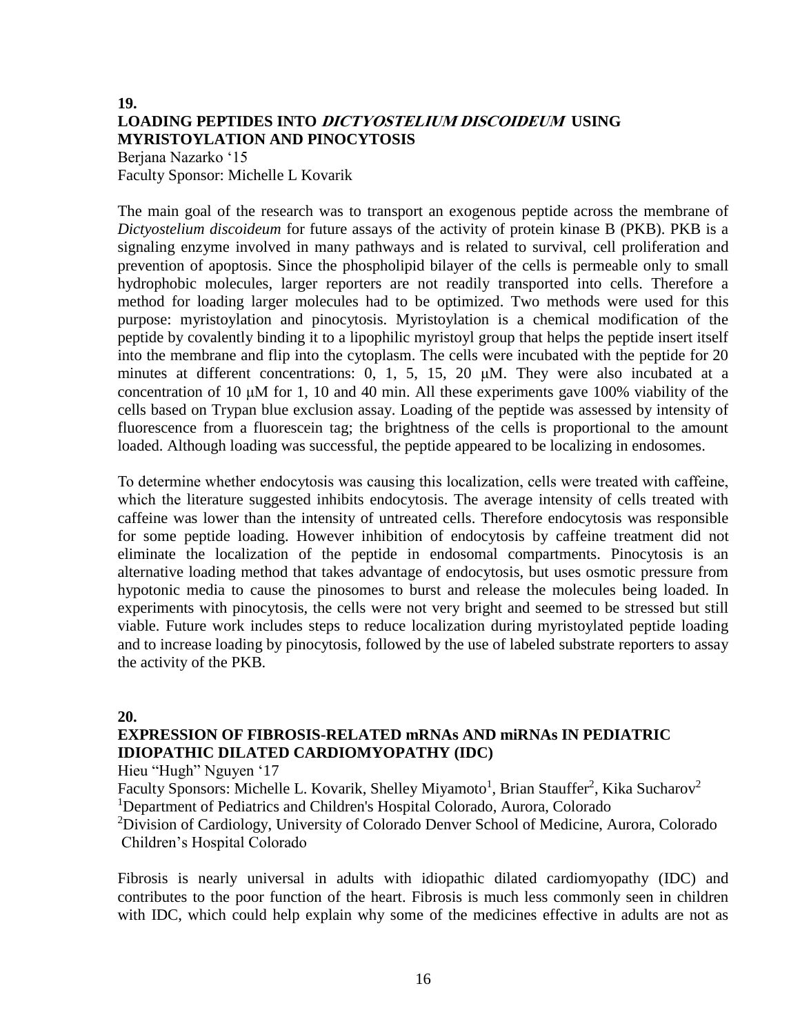## 19. LOADING PEPTIDES INTO *DICTYOSTELIUM DISCOIDEUM* USING MYRISTOYLATION AND PINOCYTOSIS

Berjana Nazarko '15
Faculty Sponsor: Michelle L Kovarik

The main goal of the research was to transport an exogenous peptide across the membrane of *Dictyostelium discoideum* for future assays of the activity of protein kinase B (PKB). PKB is a signaling enzyme involved in many pathways and is related to survival, cell proliferation and prevention of apoptosis. Since the phospholipid bilayer of the cells is permeable only to small hydrophobic molecules, larger reporters are not readily transported into cells. Therefore a method for loading larger molecules had to be optimized. Two methods were used for this purpose: myristoylation and pinocytosis. Myristoylation is a chemical modification of the peptide by covalently binding it to a lipophilic myristoyl group that helps the peptide insert itself into the membrane and flip into the cytoplasm. The cells were incubated with the peptide for 20 minutes at different concentrations: 0, 1, 5, 15, 20 μM. They were also incubated at a concentration of 10 μM for 1, 10 and 40 min. All these experiments gave 100% viability of the cells based on Trypan blue exclusion assay. Loading of the peptide was assessed by intensity of fluorescence from a fluorescein tag; the brightness of the cells is proportional to the amount loaded. Although loading was successful, the peptide appeared to be localizing in endosomes.

To determine whether endocytosis was causing this localization, cells were treated with caffeine, which the literature suggested inhibits endocytosis. The average intensity of cells treated with caffeine was lower than the intensity of untreated cells. Therefore endocytosis was responsible for some peptide loading. However inhibition of endocytosis by caffeine treatment did not eliminate the localization of the peptide in endosomal compartments. Pinocytosis is an alternative loading method that takes advantage of endocytosis, but uses osmotic pressure from hypotonic media to cause the pinosomes to burst and release the molecules being loaded. In experiments with pinocytosis, the cells were not very bright and seemed to be stressed but still viable. Future work includes steps to reduce localization during myristoylated peptide loading and to increase loading by pinocytosis, followed by the use of labeled substrate reporters to assay the activity of the PKB.

## 20. EXPRESSION OF FIBROSIS-RELATED mRNAs AND miRNAs IN PEDIATRIC IDIOPATHIC DILATED CARDIOMYOPATHY (IDC)

Hieu "Hugh" Nguyen '17
Faculty Sponsors: Michelle L. Kovarik, Shelley Miyamoto[1], Brian Stauffer[2], Kika Sucharov[2]
[1]Department of Pediatrics and Children's Hospital Colorado, Aurora, Colorado
[2]Division of Cardiology, University of Colorado Denver School of Medicine, Aurora, Colorado Children's Hospital Colorado

Fibrosis is nearly universal in adults with idiopathic dilated cardiomyopathy (IDC) and contributes to the poor function of the heart. Fibrosis is much less commonly seen in children with IDC, which could help explain why some of the medicines effective in adults are not as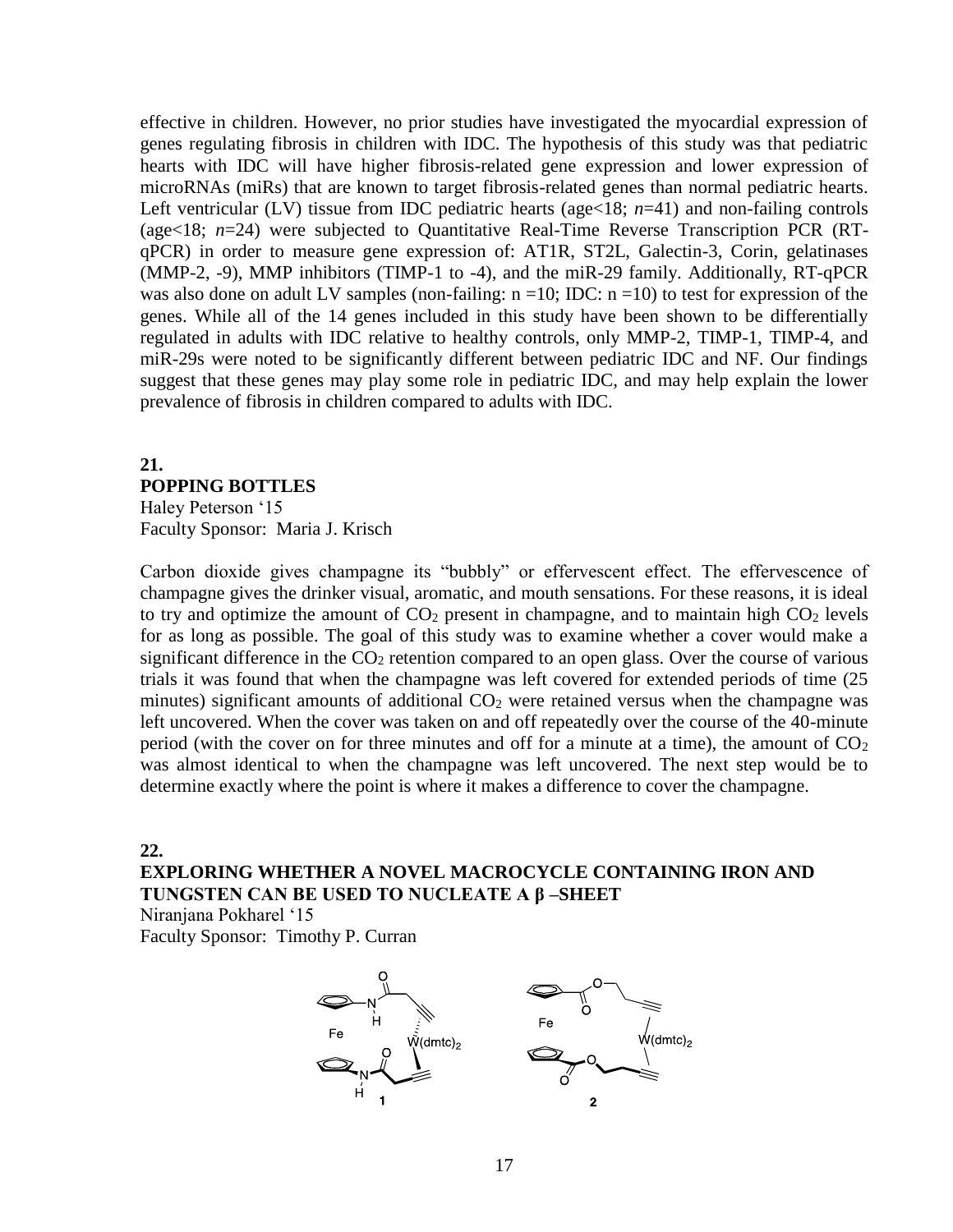effective in children. However, no prior studies have investigated the myocardial expression of genes regulating fibrosis in children with IDC. The hypothesis of this study was that pediatric hearts with IDC will have higher fibrosis-related gene expression and lower expression of microRNAs (miRs) that are known to target fibrosis-related genes than normal pediatric hearts. Left ventricular (LV) tissue from IDC pediatric hearts (age<18; *n*=41) and non-failing controls (age<18; *n*=24) were subjected to Quantitative Real-Time Reverse Transcription PCR (RT-qPCR) in order to measure gene expression of: AT1R, ST2L, Galectin-3, Corin, gelatinases (MMP-2, -9), MMP inhibitors (TIMP-1 to -4), and the miR-29 family. Additionally, RT-qPCR was also done on adult LV samples (non-failing: n =10; IDC: n =10) to test for expression of the genes. While all of the 14 genes included in this study have been shown to be differentially regulated in adults with IDC relative to healthy controls, only MMP-2, TIMP-1, TIMP-4, and miR-29s were noted to be significantly different between pediatric IDC and NF. Our findings suggest that these genes may play some role in pediatric IDC, and may help explain the lower prevalence of fibrosis in children compared to adults with IDC.

## 21.
## POPPING BOTTLES

Haley Peterson '15
Faculty Sponsor: Maria J. Krisch

Carbon dioxide gives champagne its "bubbly" or effervescent effect. The effervescence of champagne gives the drinker visual, aromatic, and mouth sensations. For these reasons, it is ideal to try and optimize the amount of $CO_2$ present in champagne, and to maintain high $CO_2$ levels for as long as possible. The goal of this study was to examine whether a cover would make a significant difference in the $CO_2$ retention compared to an open glass. Over the course of various trials it was found that when the champagne was left covered for extended periods of time (25 minutes) significant amounts of additional $CO_2$ were retained versus when the champagne was left uncovered. When the cover was taken on and off repeatedly over the course of the 40-minute period (with the cover on for three minutes and off for a minute at a time), the amount of $CO_2$ was almost identical to when the champagne was left uncovered. The next step would be to determine exactly where the point is where it makes a difference to cover the champagne.

## 22.
## EXPLORING WHETHER A NOVEL MACROCYCLE CONTAINING IRON AND TUNGSTEN CAN BE USED TO NUCLEATE A β –SHEET

Niranjana Pokharel '15
Faculty Sponsor: Timothy P. Curran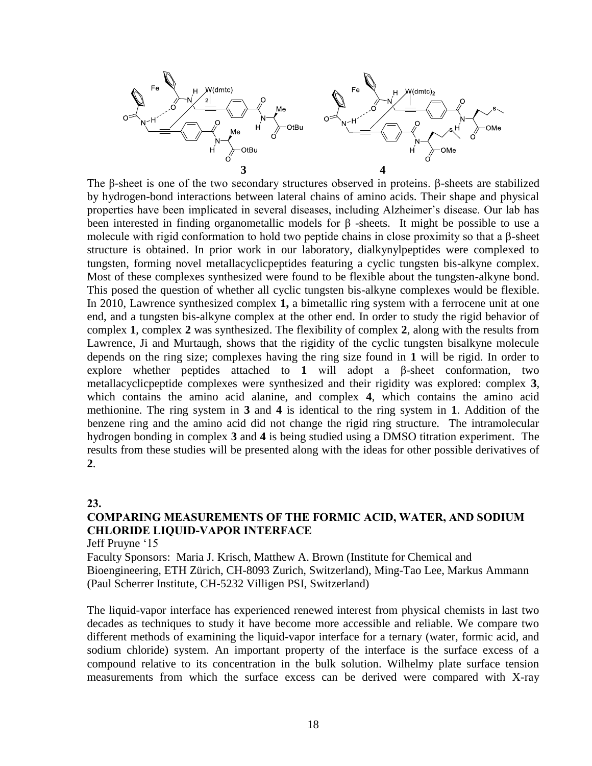The β-sheet is one of the two secondary structures observed in proteins. β-sheets are stabilized by hydrogen-bond interactions between lateral chains of amino acids. Their shape and physical properties have been implicated in several diseases, including Alzheimer's disease. Our lab has been interested in finding organometallic models for β -sheets. It might be possible to use a molecule with rigid conformation to hold two peptide chains in close proximity so that a β-sheet structure is obtained. In prior work in our laboratory, dialkynylpeptides were complexed to tungsten, forming novel metallacyclicpeptides featuring a cyclic tungsten bis-alkyne complex. Most of these complexes synthesized were found to be flexible about the tungsten-alkyne bond. This posed the question of whether all cyclic tungsten bis-alkyne complexes would be flexible. In 2010, Lawrence synthesized complex **1,** a bimetallic ring system with a ferrocene unit at one end, and a tungsten bis-alkyne complex at the other end. In order to study the rigid behavior of complex **1**, complex **2** was synthesized. The flexibility of complex **2**, along with the results from Lawrence, Ji and Murtaugh, shows that the rigidity of the cyclic tungsten bisalkyne molecule depends on the ring size; complexes having the ring size found in **1** will be rigid. In order to explore whether peptides attached to **1** will adopt a β-sheet conformation, two metallacyclicpeptide complexes were synthesized and their rigidity was explored: complex **3**, which contains the amino acid alanine, and complex **4**, which contains the amino acid methionine. The ring system in **3** and **4** is identical to the ring system in **1**. Addition of the benzene ring and the amino acid did not change the rigid ring structure. The intramolecular hydrogen bonding in complex **3** and **4** is being studied using a DMSO titration experiment. The results from these studies will be presented along with the ideas for other possible derivatives of **2**.

**23.**

## COMPARING MEASUREMENTS OF THE FORMIC ACID, WATER, AND SODIUM CHLORIDE LIQUID-VAPOR INTERFACE

Jeff Pruyne '15

Faculty Sponsors: Maria J. Krisch, Matthew A. Brown (Institute for Chemical and Bioengineering, ETH Zürich, CH-8093 Zurich, Switzerland), Ming-Tao Lee, Markus Ammann (Paul Scherrer Institute, CH-5232 Villigen PSI, Switzerland)

The liquid-vapor interface has experienced renewed interest from physical chemists in last two decades as techniques to study it have become more accessible and reliable. We compare two different methods of examining the liquid-vapor interface for a ternary (water, formic acid, and sodium chloride) system. An important property of the interface is the surface excess of a compound relative to its concentration in the bulk solution. Wilhelmy plate surface tension measurements from which the surface excess can be derived were compared with X-ray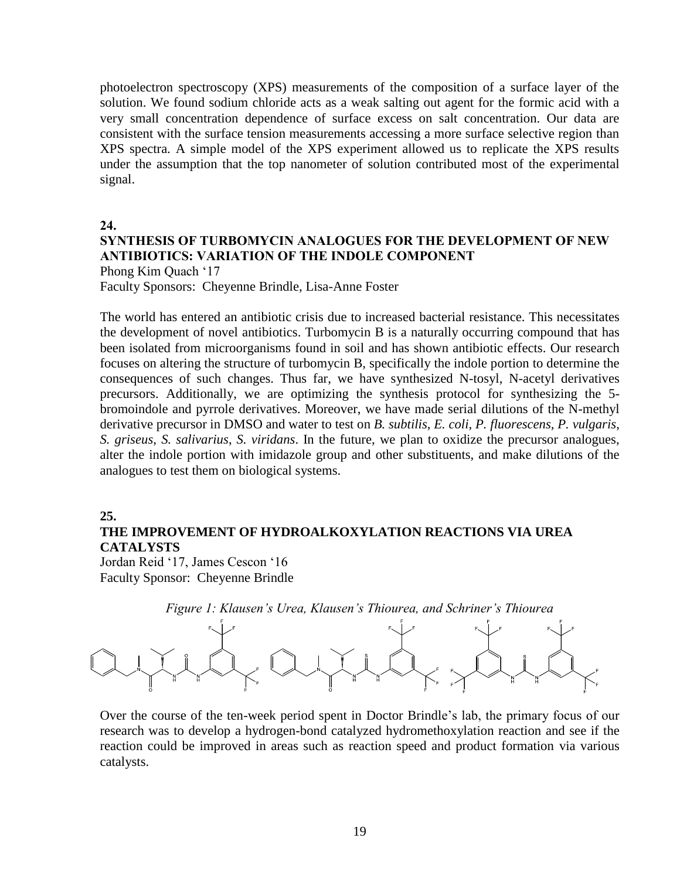photoelectron spectroscopy (XPS) measurements of the composition of a surface layer of the solution. We found sodium chloride acts as a weak salting out agent for the formic acid with a very small concentration dependence of surface excess on salt concentration. Our data are consistent with the surface tension measurements accessing a more surface selective region than XPS spectra. A simple model of the XPS experiment allowed us to replicate the XPS results under the assumption that the top nanometer of solution contributed most of the experimental signal.

**24.**

**SYNTHESIS OF TURBOMYCIN ANALOGUES FOR THE DEVELOPMENT OF NEW ANTIBIOTICS: VARIATION OF THE INDOLE COMPONENT**

Phong Kim Quach '17

Faculty Sponsors: Cheyenne Brindle, Lisa-Anne Foster

The world has entered an antibiotic crisis due to increased bacterial resistance. This necessitates the development of novel antibiotics. Turbomycin B is a naturally occurring compound that has been isolated from microorganisms found in soil and has shown antibiotic effects. Our research focuses on altering the structure of turbomycin B, specifically the indole portion to determine the consequences of such changes. Thus far, we have synthesized N-tosyl, N-acetyl derivatives precursors. Additionally, we are optimizing the synthesis protocol for synthesizing the 5-bromoindole and pyrrole derivatives. Moreover, we have made serial dilutions of the N-methyl derivative precursor in DMSO and water to test on *B. subtilis*, *E. coli*, *P. fluorescens*, *P. vulgaris*, *S. griseus*, *S. salivarius*, *S. viridans*. In the future, we plan to oxidize the precursor analogues, alter the indole portion with imidazole group and other substituents, and make dilutions of the analogues to test them on biological systems.

**25.**

**THE IMPROVEMENT OF HYDROALKOXYLATION REACTIONS VIA UREA CATALYSTS**

Jordan Reid '17, James Cescon '16

Faculty Sponsor: Cheyenne Brindle

*Figure 1: Klausen's Urea, Klausen's Thiourea, and Schriner's Thiourea*

Over the course of the ten-week period spent in Doctor Brindle's lab, the primary focus of our research was to develop a hydrogen-bond catalyzed hydromethoxylation reaction and see if the reaction could be improved in areas such as reaction speed and product formation via various catalysts.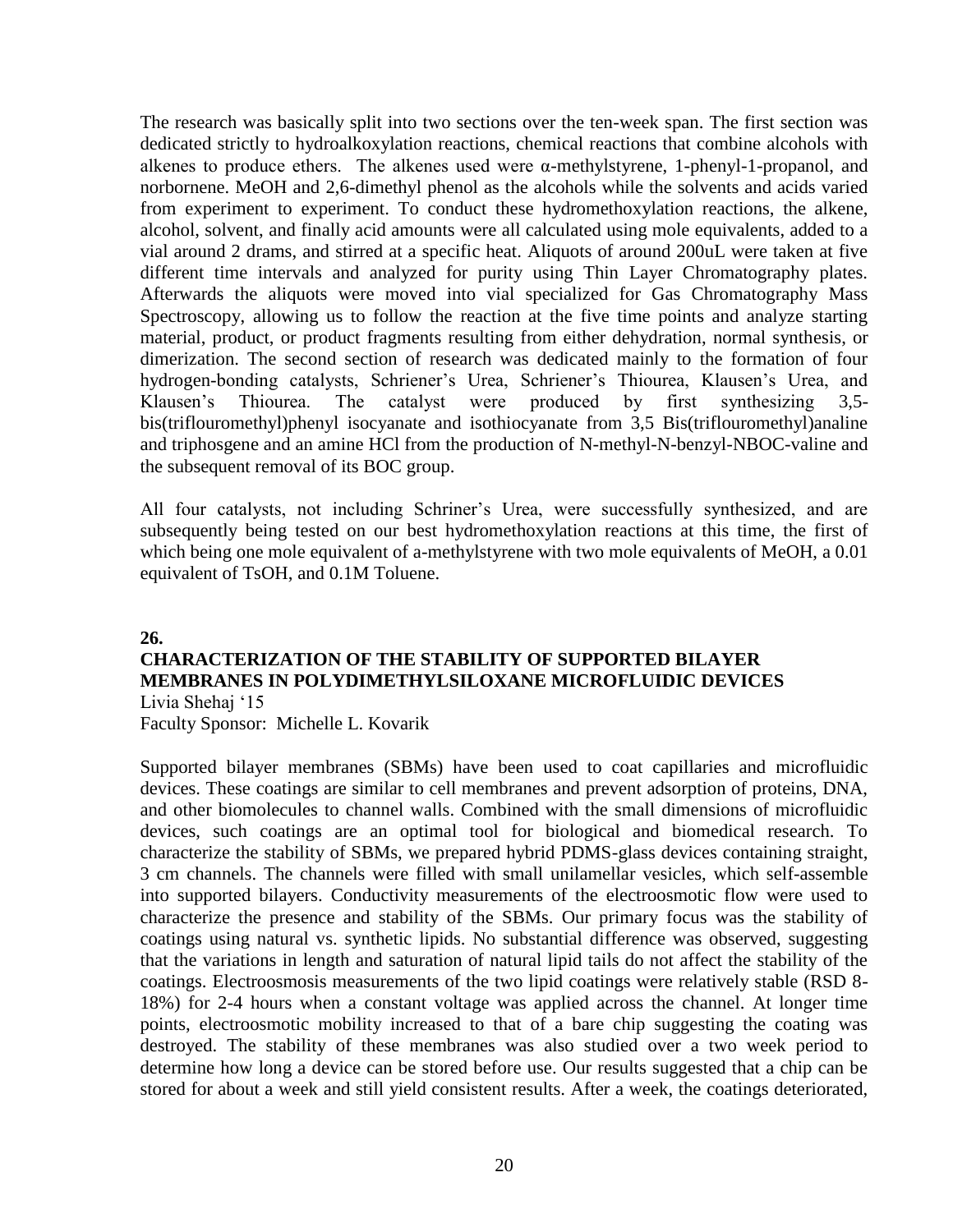The research was basically split into two sections over the ten-week span. The first section was dedicated strictly to hydroalkoxylation reactions, chemical reactions that combine alcohols with alkenes to produce ethers. The alkenes used were α-methylstyrene, 1-phenyl-1-propanol, and norbornene. MeOH and 2,6-dimethyl phenol as the alcohols while the solvents and acids varied from experiment to experiment. To conduct these hydromethoxylation reactions, the alkene, alcohol, solvent, and finally acid amounts were all calculated using mole equivalents, added to a vial around 2 drams, and stirred at a specific heat. Aliquots of around 200uL were taken at five different time intervals and analyzed for purity using Thin Layer Chromatography plates. Afterwards the aliquots were moved into vial specialized for Gas Chromatography Mass Spectroscopy, allowing us to follow the reaction at the five time points and analyze starting material, product, or product fragments resulting from either dehydration, normal synthesis, or dimerization. The second section of research was dedicated mainly to the formation of four hydrogen-bonding catalysts, Schriener's Urea, Schriener's Thiourea, Klausen's Urea, and Klausen's Thiourea. The catalyst were produced by first synthesizing 3,5-bis(triflouromethyl)phenyl isocyanate and isothiocyanate from 3,5 Bis(triflouromethyl)analine and triphosgene and an amine HCl from the production of N-methyl-N-benzyl-NBOC-valine and the subsequent removal of its BOC group.

All four catalysts, not including Schriner's Urea, were successfully synthesized, and are subsequently being tested on our best hydromethoxylation reactions at this time, the first of which being one mole equivalent of a-methylstyrene with two mole equivalents of MeOH, a 0.01 equivalent of TsOH, and 0.1M Toluene.

**26.**

### CHARACTERIZATION OF THE STABILITY OF SUPPORTED BILAYER MEMBRANES IN POLYDIMETHYLSILOXANE MICROFLUIDIC DEVICES

Livia Shehaj '15
Faculty Sponsor: Michelle L. Kovarik

Supported bilayer membranes (SBMs) have been used to coat capillaries and microfluidic devices. These coatings are similar to cell membranes and prevent adsorption of proteins, DNA, and other biomolecules to channel walls. Combined with the small dimensions of microfluidic devices, such coatings are an optimal tool for biological and biomedical research. To characterize the stability of SBMs, we prepared hybrid PDMS-glass devices containing straight, 3 cm channels. The channels were filled with small unilamellar vesicles, which self-assemble into supported bilayers. Conductivity measurements of the electroosmotic flow were used to characterize the presence and stability of the SBMs. Our primary focus was the stability of coatings using natural vs. synthetic lipids. No substantial difference was observed, suggesting that the variations in length and saturation of natural lipid tails do not affect the stability of the coatings. Electroosmosis measurements of the two lipid coatings were relatively stable (RSD 8-18%) for 2-4 hours when a constant voltage was applied across the channel. At longer time points, electroosmotic mobility increased to that of a bare chip suggesting the coating was destroyed. The stability of these membranes was also studied over a two week period to determine how long a device can be stored before use. Our results suggested that a chip can be stored for about a week and still yield consistent results. After a week, the coatings deteriorated,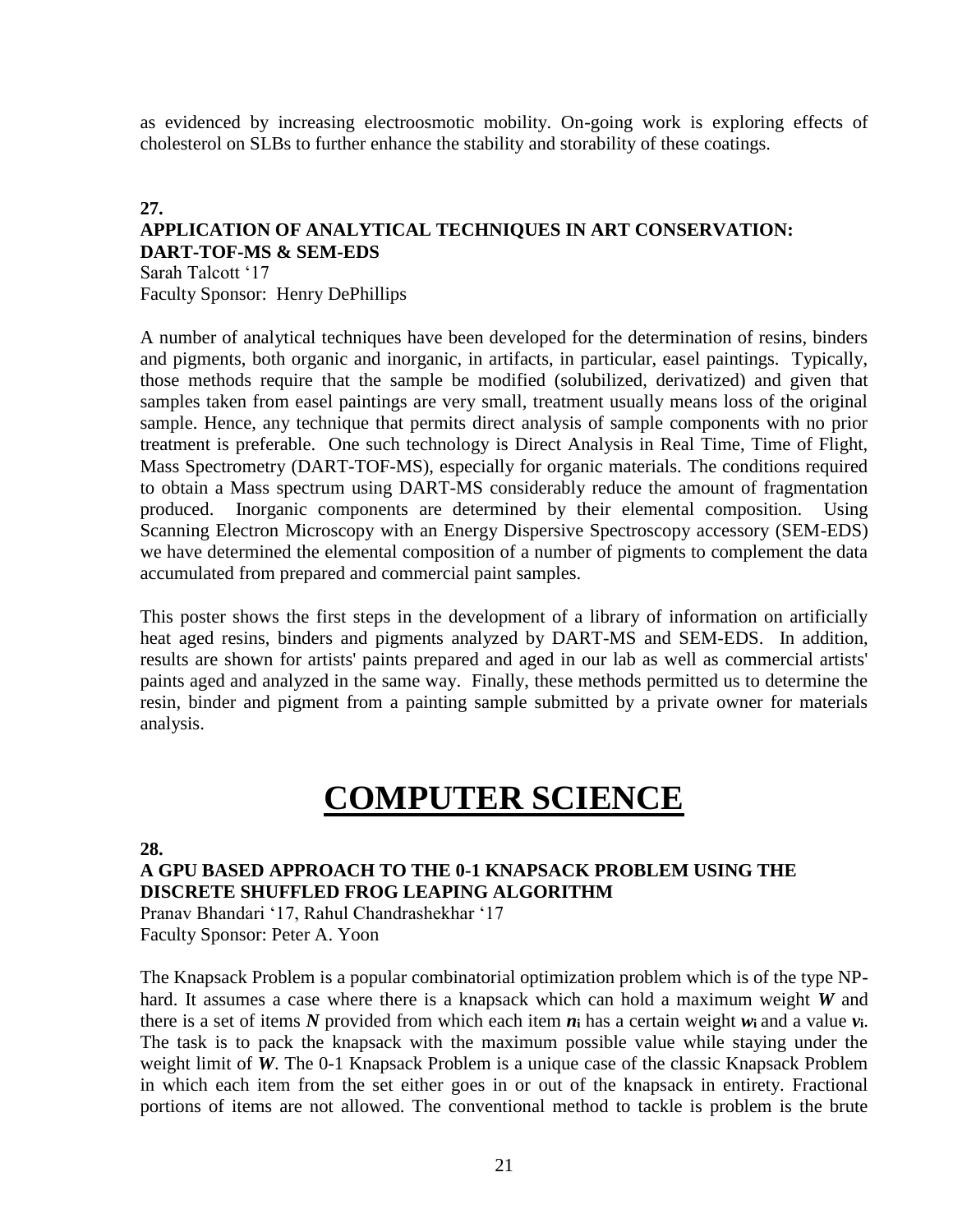as evidenced by increasing electroosmotic mobility. On-going work is exploring effects of cholesterol on SLBs to further enhance the stability and storability of these coatings.

**27.**

**APPLICATION OF ANALYTICAL TECHNIQUES IN ART CONSERVATION: DART-TOF-MS & SEM-EDS**

Sarah Talcott '17
Faculty Sponsor: Henry DePhillips

A number of analytical techniques have been developed for the determination of resins, binders and pigments, both organic and inorganic, in artifacts, in particular, easel paintings. Typically, those methods require that the sample be modified (solubilized, derivatized) and given that samples taken from easel paintings are very small, treatment usually means loss of the original sample. Hence, any technique that permits direct analysis of sample components with no prior treatment is preferable. One such technology is Direct Analysis in Real Time, Time of Flight, Mass Spectrometry (DART-TOF-MS), especially for organic materials. The conditions required to obtain a Mass spectrum using DART-MS considerably reduce the amount of fragmentation produced. Inorganic components are determined by their elemental composition. Using Scanning Electron Microscopy with an Energy Dispersive Spectroscopy accessory (SEM-EDS) we have determined the elemental composition of a number of pigments to complement the data accumulated from prepared and commercial paint samples.

This poster shows the first steps in the development of a library of information on artificially heat aged resins, binders and pigments analyzed by DART-MS and SEM-EDS. In addition, results are shown for artists' paints prepared and aged in our lab as well as commercial artists' paints aged and analyzed in the same way. Finally, these methods permitted us to determine the resin, binder and pigment from a painting sample submitted by a private owner for materials analysis.

# COMPUTER SCIENCE

**28.**

**A GPU BASED APPROACH TO THE 0-1 KNAPSACK PROBLEM USING THE DISCRETE SHUFFLED FROG LEAPING ALGORITHM**

Pranav Bhandari '17, Rahul Chandrashekhar '17
Faculty Sponsor: Peter A. Yoon

The Knapsack Problem is a popular combinatorial optimization problem which is of the type NP-hard. It assumes a case where there is a knapsack which can hold a maximum weight $\boldsymbol{W}$ and there is a set of items $\boldsymbol{N}$ provided from which each item $\boldsymbol{n_i}$ has a certain weight $\boldsymbol{w_i}$ and a value $\boldsymbol{v_i}$. The task is to pack the knapsack with the maximum possible value while staying under the weight limit of $\boldsymbol{W}$. The 0-1 Knapsack Problem is a unique case of the classic Knapsack Problem in which each item from the set either goes in or out of the knapsack in entirety. Fractional portions of items are not allowed. The conventional method to tackle is problem is the brute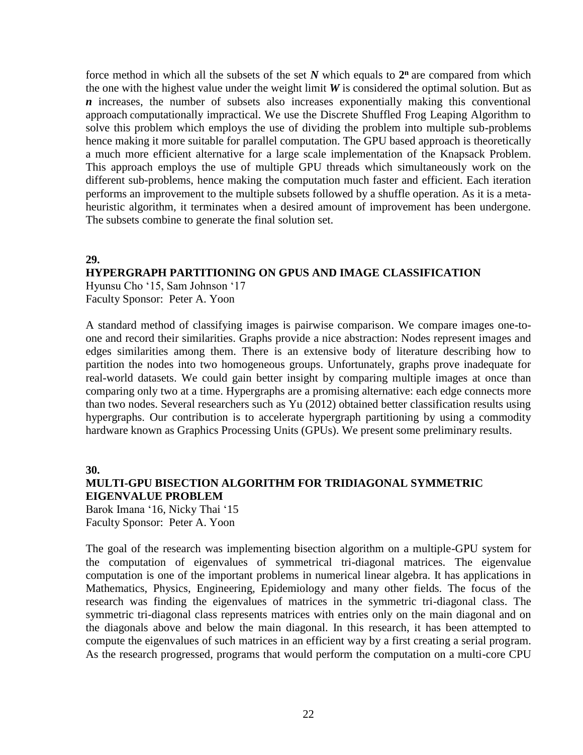force method in which all the subsets of the set ***N*** which equals to $\mathbf{2^n}$ are compared from which the one with the highest value under the weight limit ***W*** is considered the optimal solution. But as ***n*** increases, the number of subsets also increases exponentially making this conventional approach computationally impractical. We use the Discrete Shuffled Frog Leaping Algorithm to solve this problem which employs the use of dividing the problem into multiple sub-problems hence making it more suitable for parallel computation. The GPU based approach is theoretically a much more efficient alternative for a large scale implementation of the Knapsack Problem. This approach employs the use of multiple GPU threads which simultaneously work on the different sub-problems, hence making the computation much faster and efficient. Each iteration performs an improvement to the multiple subsets followed by a shuffle operation. As it is a meta-heuristic algorithm, it terminates when a desired amount of improvement has been undergone. The subsets combine to generate the final solution set.

**29.**

**HYPERGRAPH PARTITIONING ON GPUS AND IMAGE CLASSIFICATION**

Hyunsu Cho '15, Sam Johnson '17
Faculty Sponsor: Peter A. Yoon

A standard method of classifying images is pairwise comparison. We compare images one-to-one and record their similarities. Graphs provide a nice abstraction: Nodes represent images and edges similarities among them. There is an extensive body of literature describing how to partition the nodes into two homogeneous groups. Unfortunately, graphs prove inadequate for real-world datasets. We could gain better insight by comparing multiple images at once than comparing only two at a time. Hypergraphs are a promising alternative: each edge connects more than two nodes. Several researchers such as Yu (2012) obtained better classification results using hypergraphs. Our contribution is to accelerate hypergraph partitioning by using a commodity hardware known as Graphics Processing Units (GPUs). We present some preliminary results.

**30.**

**MULTI-GPU BISECTION ALGORITHM FOR TRIDIAGONAL SYMMETRIC EIGENVALUE PROBLEM**

Barok Imana '16, Nicky Thai '15
Faculty Sponsor: Peter A. Yoon

The goal of the research was implementing bisection algorithm on a multiple-GPU system for the computation of eigenvalues of symmetrical tri-diagonal matrices. The eigenvalue computation is one of the important problems in numerical linear algebra. It has applications in Mathematics, Physics, Engineering, Epidemiology and many other fields. The focus of the research was finding the eigenvalues of matrices in the symmetric tri-diagonal class. The symmetric tri-diagonal class represents matrices with entries only on the main diagonal and on the diagonals above and below the main diagonal. In this research, it has been attempted to compute the eigenvalues of such matrices in an efficient way by a first creating a serial program. As the research progressed, programs that would perform the computation on a multi-core CPU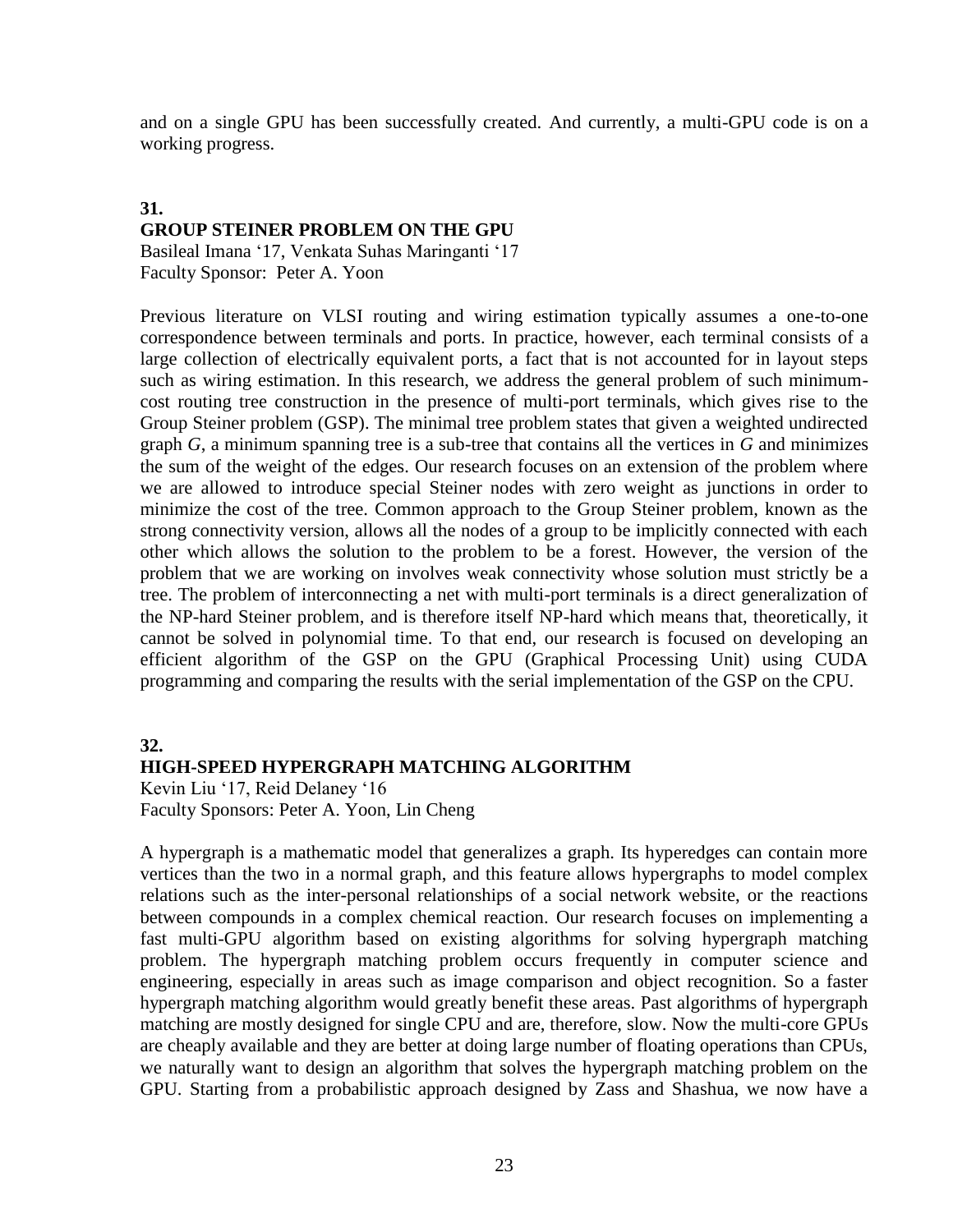and on a single GPU has been successfully created. And currently, a multi-GPU code is on a working progress.

**31.**

**GROUP STEINER PROBLEM ON THE GPU**

Basileal Imana '17, Venkata Suhas Maringanti '17
Faculty Sponsor: Peter A. Yoon

Previous literature on VLSI routing and wiring estimation typically assumes a one-to-one correspondence between terminals and ports. In practice, however, each terminal consists of a large collection of electrically equivalent ports, a fact that is not accounted for in layout steps such as wiring estimation. In this research, we address the general problem of such minimum-cost routing tree construction in the presence of multi-port terminals, which gives rise to the Group Steiner problem (GSP). The minimal tree problem states that given a weighted undirected graph *G*, a minimum spanning tree is a sub-tree that contains all the vertices in *G* and minimizes the sum of the weight of the edges. Our research focuses on an extension of the problem where we are allowed to introduce special Steiner nodes with zero weight as junctions in order to minimize the cost of the tree. Common approach to the Group Steiner problem, known as the strong connectivity version, allows all the nodes of a group to be implicitly connected with each other which allows the solution to the problem to be a forest. However, the version of the problem that we are working on involves weak connectivity whose solution must strictly be a tree. The problem of interconnecting a net with multi-port terminals is a direct generalization of the NP-hard Steiner problem, and is therefore itself NP-hard which means that, theoretically, it cannot be solved in polynomial time. To that end, our research is focused on developing an efficient algorithm of the GSP on the GPU (Graphical Processing Unit) using CUDA programming and comparing the results with the serial implementation of the GSP on the CPU.

**32.**

**HIGH-SPEED HYPERGRAPH MATCHING ALGORITHM**

Kevin Liu '17, Reid Delaney '16
Faculty Sponsors: Peter A. Yoon, Lin Cheng

A hypergraph is a mathematic model that generalizes a graph. Its hyperedges can contain more vertices than the two in a normal graph, and this feature allows hypergraphs to model complex relations such as the inter-personal relationships of a social network website, or the reactions between compounds in a complex chemical reaction. Our research focuses on implementing a fast multi-GPU algorithm based on existing algorithms for solving hypergraph matching problem. The hypergraph matching problem occurs frequently in computer science and engineering, especially in areas such as image comparison and object recognition. So a faster hypergraph matching algorithm would greatly benefit these areas. Past algorithms of hypergraph matching are mostly designed for single CPU and are, therefore, slow. Now the multi-core GPUs are cheaply available and they are better at doing large number of floating operations than CPUs, we naturally want to design an algorithm that solves the hypergraph matching problem on the GPU. Starting from a probabilistic approach designed by Zass and Shashua, we now have a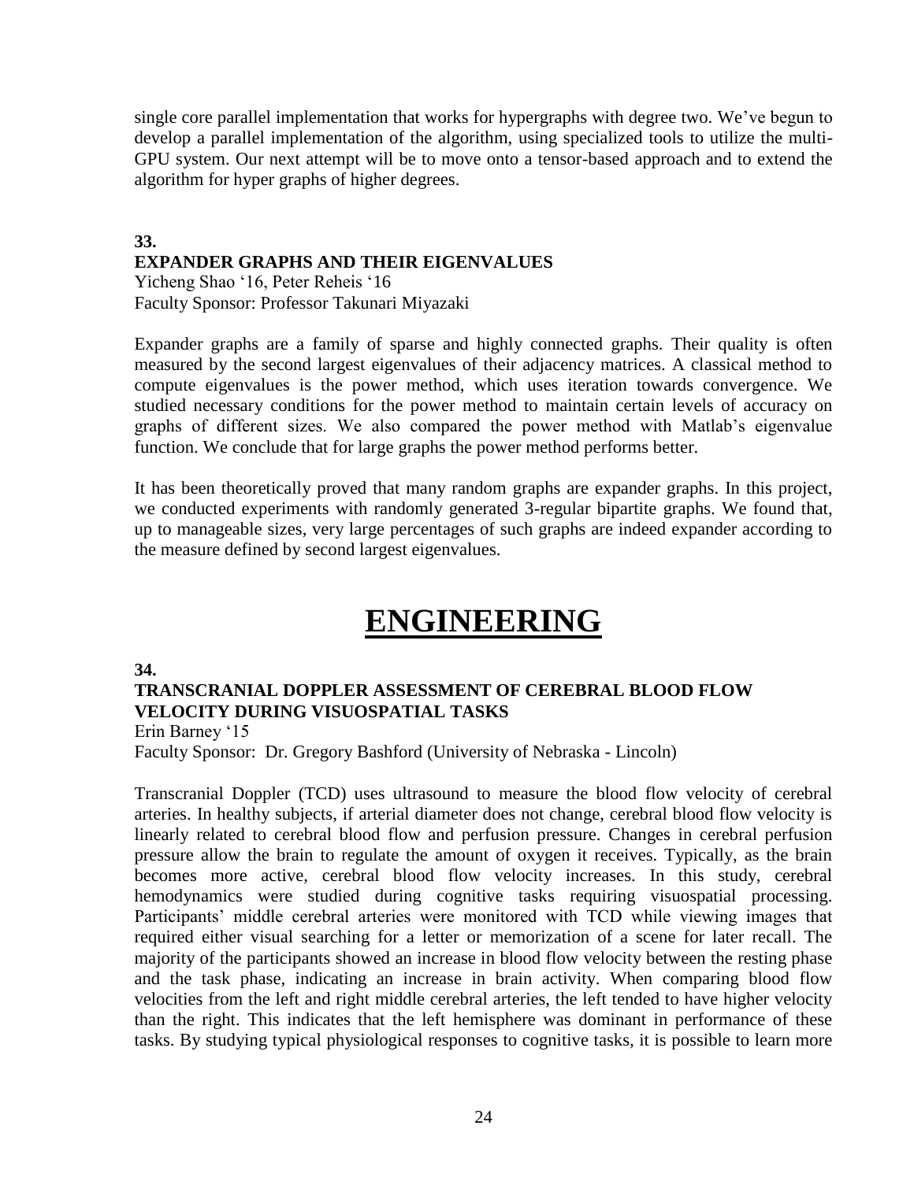single core parallel implementation that works for hypergraphs with degree two. We've begun to develop a parallel implementation of the algorithm, using specialized tools to utilize the multi-GPU system. Our next attempt will be to move onto a tensor-based approach and to extend the algorithm for hyper graphs of higher degrees.

**33.**

### EXPANDER GRAPHS AND THEIR EIGENVALUES

Yicheng Shao '16, Peter Reheis '16
Faculty Sponsor: Professor Takunari Miyazaki

Expander graphs are a family of sparse and highly connected graphs. Their quality is often measured by the second largest eigenvalues of their adjacency matrices. A classical method to compute eigenvalues is the power method, which uses iteration towards convergence. We studied necessary conditions for the power method to maintain certain levels of accuracy on graphs of different sizes. We also compared the power method with Matlab's eigenvalue function. We conclude that for large graphs the power method performs better.

It has been theoretically proved that many random graphs are expander graphs. In this project, we conducted experiments with randomly generated 3-regular bipartite graphs. We found that, up to manageable sizes, very large percentages of such graphs are indeed expander according to the measure defined by second largest eigenvalues.

# ENGINEERING

**34.**

### TRANSCRANIAL DOPPLER ASSESSMENT OF CEREBRAL BLOOD FLOW VELOCITY DURING VISUOSPATIAL TASKS

Erin Barney '15
Faculty Sponsor: Dr. Gregory Bashford (University of Nebraska - Lincoln)

Transcranial Doppler (TCD) uses ultrasound to measure the blood flow velocity of cerebral arteries. In healthy subjects, if arterial diameter does not change, cerebral blood flow velocity is linearly related to cerebral blood flow and perfusion pressure. Changes in cerebral perfusion pressure allow the brain to regulate the amount of oxygen it receives. Typically, as the brain becomes more active, cerebral blood flow velocity increases. In this study, cerebral hemodynamics were studied during cognitive tasks requiring visuospatial processing. Participants' middle cerebral arteries were monitored with TCD while viewing images that required either visual searching for a letter or memorization of a scene for later recall. The majority of the participants showed an increase in blood flow velocity between the resting phase and the task phase, indicating an increase in brain activity. When comparing blood flow velocities from the left and right middle cerebral arteries, the left tended to have higher velocity than the right. This indicates that the left hemisphere was dominant in performance of these tasks. By studying typical physiological responses to cognitive tasks, it is possible to learn more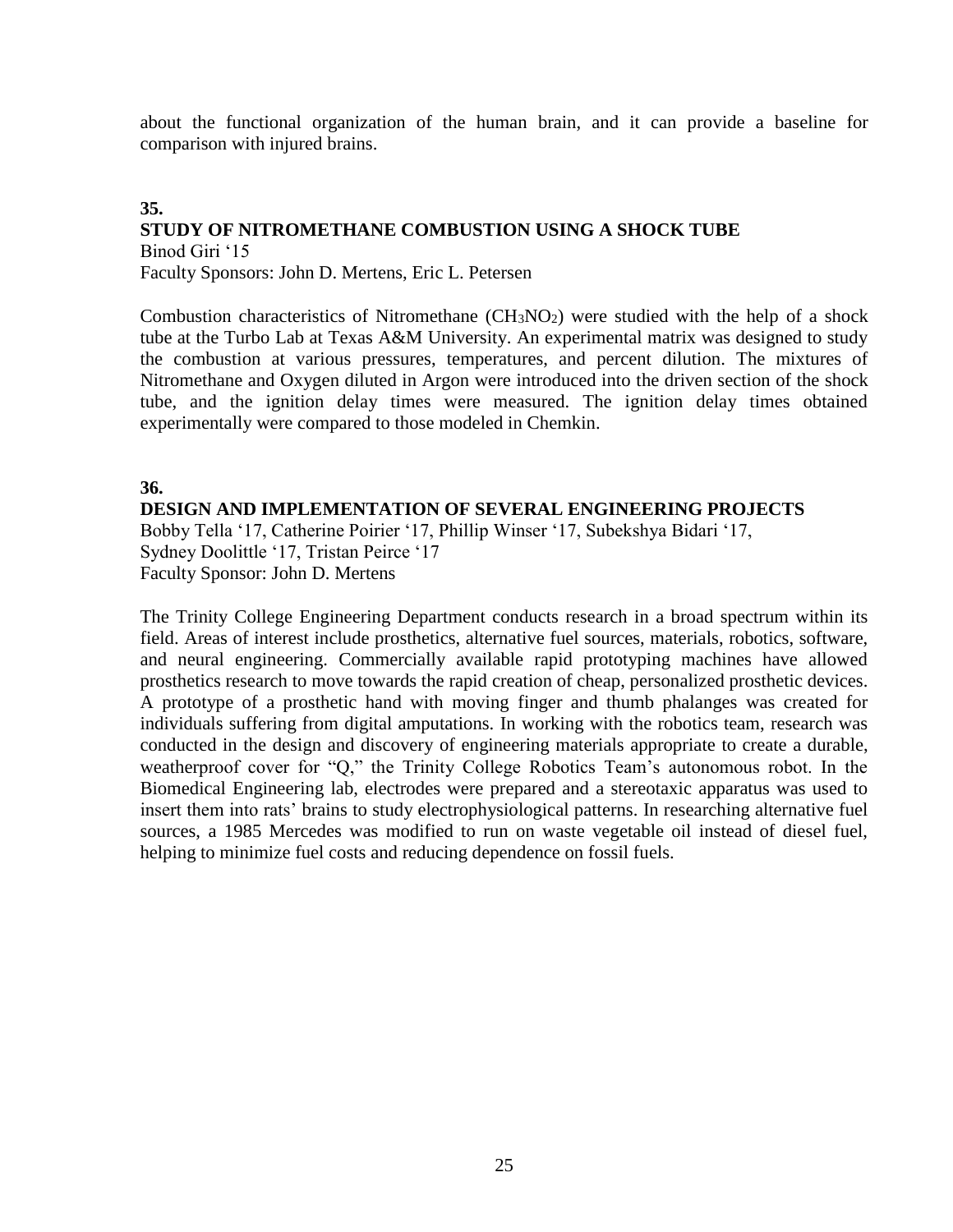about the functional organization of the human brain, and it can provide a baseline for comparison with injured brains.

**35.**

**STUDY OF NITROMETHANE COMBUSTION USING A SHOCK TUBE**

Binod Giri '15

Faculty Sponsors: John D. Mertens, Eric L. Petersen

Combustion characteristics of Nitromethane ($CH_3NO_2$) were studied with the help of a shock tube at the Turbo Lab at Texas A&M University. An experimental matrix was designed to study the combustion at various pressures, temperatures, and percent dilution. The mixtures of Nitromethane and Oxygen diluted in Argon were introduced into the driven section of the shock tube, and the ignition delay times were measured. The ignition delay times obtained experimentally were compared to those modeled in Chemkin.

**36.**

**DESIGN AND IMPLEMENTATION OF SEVERAL ENGINEERING PROJECTS**

Bobby Tella '17, Catherine Poirier '17, Phillip Winser '17, Subekshya Bidari '17, Sydney Doolittle '17, Tristan Peirce '17

Faculty Sponsor: John D. Mertens

The Trinity College Engineering Department conducts research in a broad spectrum within its field. Areas of interest include prosthetics, alternative fuel sources, materials, robotics, software, and neural engineering. Commercially available rapid prototyping machines have allowed prosthetics research to move towards the rapid creation of cheap, personalized prosthetic devices. A prototype of a prosthetic hand with moving finger and thumb phalanges was created for individuals suffering from digital amputations. In working with the robotics team, research was conducted in the design and discovery of engineering materials appropriate to create a durable, weatherproof cover for "Q," the Trinity College Robotics Team's autonomous robot. In the Biomedical Engineering lab, electrodes were prepared and a stereotaxic apparatus was used to insert them into rats' brains to study electrophysiological patterns. In researching alternative fuel sources, a 1985 Mercedes was modified to run on waste vegetable oil instead of diesel fuel, helping to minimize fuel costs and reducing dependence on fossil fuels.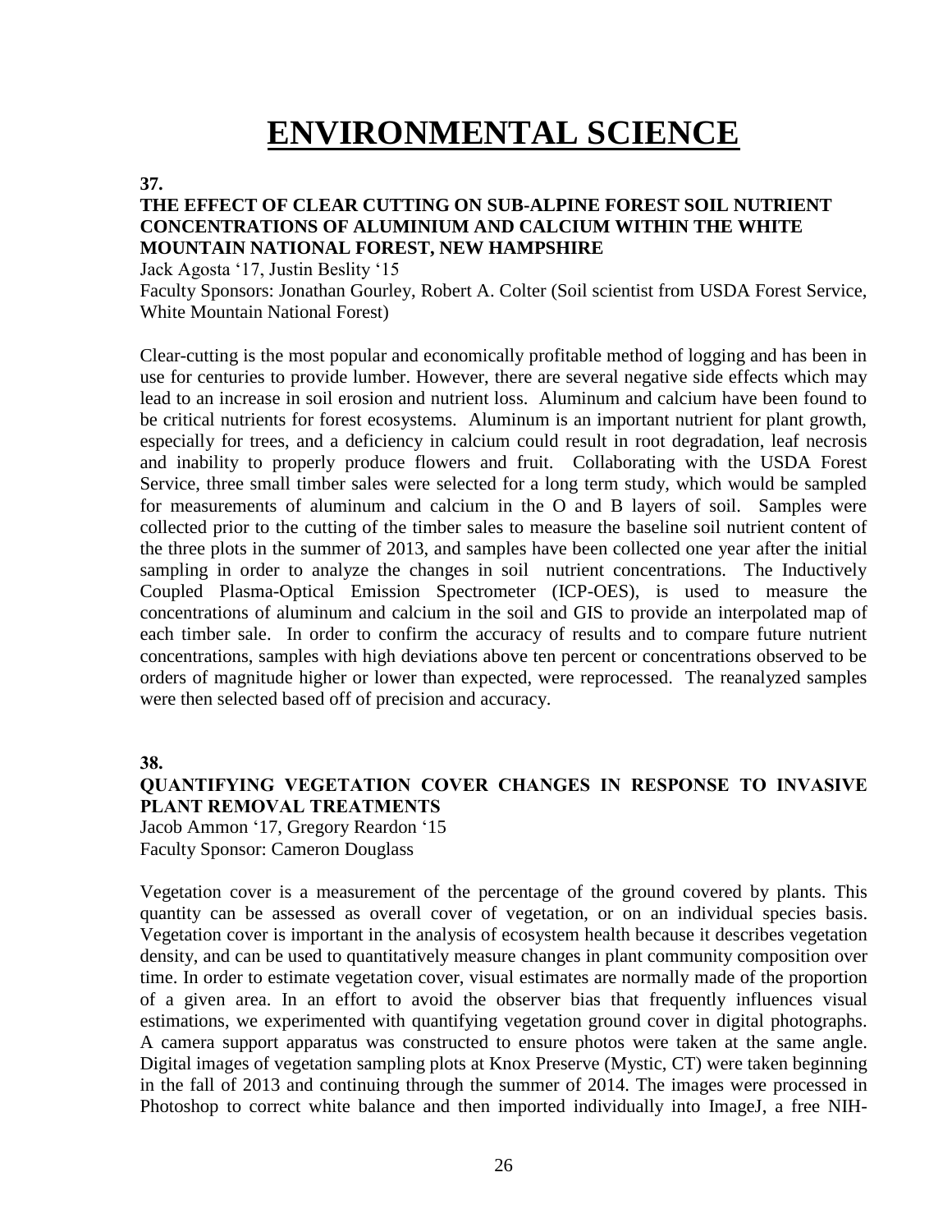# ENVIRONMENTAL SCIENCE

**37.**

### THE EFFECT OF CLEAR CUTTING ON SUB-ALPINE FOREST SOIL NUTRIENT CONCENTRATIONS OF ALUMINIUM AND CALCIUM WITHIN THE WHITE MOUNTAIN NATIONAL FOREST, NEW HAMPSHIRE

Jack Agosta '17, Justin Beslity '15
Faculty Sponsors: Jonathan Gourley, Robert A. Colter (Soil scientist from USDA Forest Service, White Mountain National Forest)

Clear-cutting is the most popular and economically profitable method of logging and has been in use for centuries to provide lumber. However, there are several negative side effects which may lead to an increase in soil erosion and nutrient loss. Aluminum and calcium have been found to be critical nutrients for forest ecosystems. Aluminum is an important nutrient for plant growth, especially for trees, and a deficiency in calcium could result in root degradation, leaf necrosis and inability to properly produce flowers and fruit. Collaborating with the USDA Forest Service, three small timber sales were selected for a long term study, which would be sampled for measurements of aluminum and calcium in the O and B layers of soil. Samples were collected prior to the cutting of the timber sales to measure the baseline soil nutrient content of the three plots in the summer of 2013, and samples have been collected one year after the initial sampling in order to analyze the changes in soil nutrient concentrations. The Inductively Coupled Plasma-Optical Emission Spectrometer (ICP-OES), is used to measure the concentrations of aluminum and calcium in the soil and GIS to provide an interpolated map of each timber sale. In order to confirm the accuracy of results and to compare future nutrient concentrations, samples with high deviations above ten percent or concentrations observed to be orders of magnitude higher or lower than expected, were reprocessed. The reanalyzed samples were then selected based off of precision and accuracy.

**38.**

### QUANTIFYING VEGETATION COVER CHANGES IN RESPONSE TO INVASIVE PLANT REMOVAL TREATMENTS

Jacob Ammon '17, Gregory Reardon '15
Faculty Sponsor: Cameron Douglass

Vegetation cover is a measurement of the percentage of the ground covered by plants. This quantity can be assessed as overall cover of vegetation, or on an individual species basis. Vegetation cover is important in the analysis of ecosystem health because it describes vegetation density, and can be used to quantitatively measure changes in plant community composition over time. In order to estimate vegetation cover, visual estimates are normally made of the proportion of a given area. In an effort to avoid the observer bias that frequently influences visual estimations, we experimented with quantifying vegetation ground cover in digital photographs. A camera support apparatus was constructed to ensure photos were taken at the same angle. Digital images of vegetation sampling plots at Knox Preserve (Mystic, CT) were taken beginning in the fall of 2013 and continuing through the summer of 2014. The images were processed in Photoshop to correct white balance and then imported individually into ImageJ, a free NIH-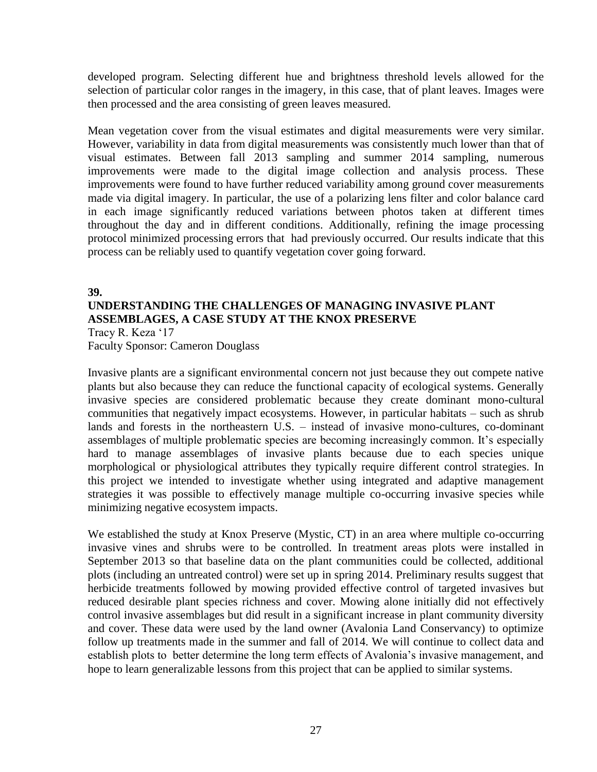developed program. Selecting different hue and brightness threshold levels allowed for the selection of particular color ranges in the imagery, in this case, that of plant leaves. Images were then processed and the area consisting of green leaves measured.

Mean vegetation cover from the visual estimates and digital measurements were very similar. However, variability in data from digital measurements was consistently much lower than that of visual estimates. Between fall 2013 sampling and summer 2014 sampling, numerous improvements were made to the digital image collection and analysis process. These improvements were found to have further reduced variability among ground cover measurements made via digital imagery. In particular, the use of a polarizing lens filter and color balance card in each image significantly reduced variations between photos taken at different times throughout the day and in different conditions. Additionally, refining the image processing protocol minimized processing errors that had previously occurred. Our results indicate that this process can be reliably used to quantify vegetation cover going forward.

**39.**

**UNDERSTANDING THE CHALLENGES OF MANAGING INVASIVE PLANT ASSEMBLAGES, A CASE STUDY AT THE KNOX PRESERVE**

Tracy R. Keza '17
Faculty Sponsor: Cameron Douglass

Invasive plants are a significant environmental concern not just because they out compete native plants but also because they can reduce the functional capacity of ecological systems. Generally invasive species are considered problematic because they create dominant mono-cultural communities that negatively impact ecosystems. However, in particular habitats – such as shrub lands and forests in the northeastern U.S. – instead of invasive mono-cultures, co-dominant assemblages of multiple problematic species are becoming increasingly common. It's especially hard to manage assemblages of invasive plants because due to each species unique morphological or physiological attributes they typically require different control strategies. In this project we intended to investigate whether using integrated and adaptive management strategies it was possible to effectively manage multiple co-occurring invasive species while minimizing negative ecosystem impacts.

We established the study at Knox Preserve (Mystic, CT) in an area where multiple co-occurring invasive vines and shrubs were to be controlled. In treatment areas plots were installed in September 2013 so that baseline data on the plant communities could be collected, additional plots (including an untreated control) were set up in spring 2014. Preliminary results suggest that herbicide treatments followed by mowing provided effective control of targeted invasives but reduced desirable plant species richness and cover. Mowing alone initially did not effectively control invasive assemblages but did result in a significant increase in plant community diversity and cover. These data were used by the land owner (Avalonia Land Conservancy) to optimize follow up treatments made in the summer and fall of 2014. We will continue to collect data and establish plots to better determine the long term effects of Avalonia's invasive management, and hope to learn generalizable lessons from this project that can be applied to similar systems.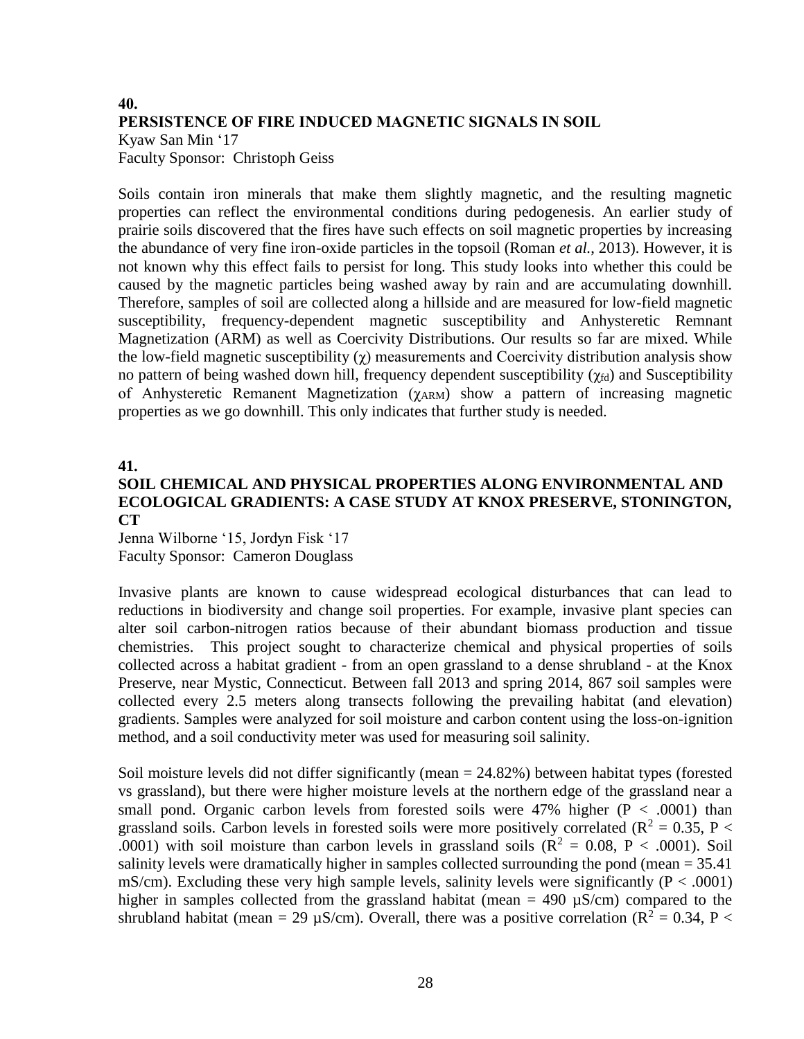## 40.

### PERSISTENCE OF FIRE INDUCED MAGNETIC SIGNALS IN SOIL

Kyaw San Min '17
Faculty Sponsor: Christoph Geiss

Soils contain iron minerals that make them slightly magnetic, and the resulting magnetic properties can reflect the environmental conditions during pedogenesis. An earlier study of prairie soils discovered that the fires have such effects on soil magnetic properties by increasing the abundance of very fine iron-oxide particles in the topsoil (Roman *et al.*, 2013). However, it is not known why this effect fails to persist for long. This study looks into whether this could be caused by the magnetic particles being washed away by rain and are accumulating downhill. Therefore, samples of soil are collected along a hillside and are measured for low-field magnetic susceptibility, frequency-dependent magnetic susceptibility and Anhysteretic Remnant Magnetization (ARM) as well as Coercivity Distributions. Our results so far are mixed. While the low-field magnetic susceptibility ($\chi$) measurements and Coercivity distribution analysis show no pattern of being washed down hill, frequency dependent susceptibility ($\chi_{fd}$) and Susceptibility of Anhysteretic Remanent Magnetization ($\chi_{ARM}$) show a pattern of increasing magnetic properties as we go downhill. This only indicates that further study is needed.

## 41.

### SOIL CHEMICAL AND PHYSICAL PROPERTIES ALONG ENVIRONMENTAL AND ECOLOGICAL GRADIENTS: A CASE STUDY AT KNOX PRESERVE, STONINGTON, CT

Jenna Wilborne '15, Jordyn Fisk '17
Faculty Sponsor: Cameron Douglass

Invasive plants are known to cause widespread ecological disturbances that can lead to reductions in biodiversity and change soil properties. For example, invasive plant species can alter soil carbon-nitrogen ratios because of their abundant biomass production and tissue chemistries. This project sought to characterize chemical and physical properties of soils collected across a habitat gradient - from an open grassland to a dense shrubland - at the Knox Preserve, near Mystic, Connecticut. Between fall 2013 and spring 2014, 867 soil samples were collected every 2.5 meters along transects following the prevailing habitat (and elevation) gradients. Samples were analyzed for soil moisture and carbon content using the loss-on-ignition method, and a soil conductivity meter was used for measuring soil salinity.

Soil moisture levels did not differ significantly (mean = 24.82%) between habitat types (forested vs grassland), but there were higher moisture levels at the northern edge of the grassland near a small pond. Organic carbon levels from forested soils were 47% higher ($P < .0001$) than grassland soils. Carbon levels in forested soils were more positively correlated ($R^2 = 0.35$, $P < .0001$) with soil moisture than carbon levels in grassland soils ($R^2 = 0.08$, $P < .0001$). Soil salinity levels were dramatically higher in samples collected surrounding the pond (mean = 35.41 mS/cm). Excluding these very high sample levels, salinity levels were significantly ($P < .0001$) higher in samples collected from the grassland habitat (mean = 490 µS/cm) compared to the shrubland habitat (mean = 29 µS/cm). Overall, there was a positive correlation ($R^2 = 0.34$, $P <$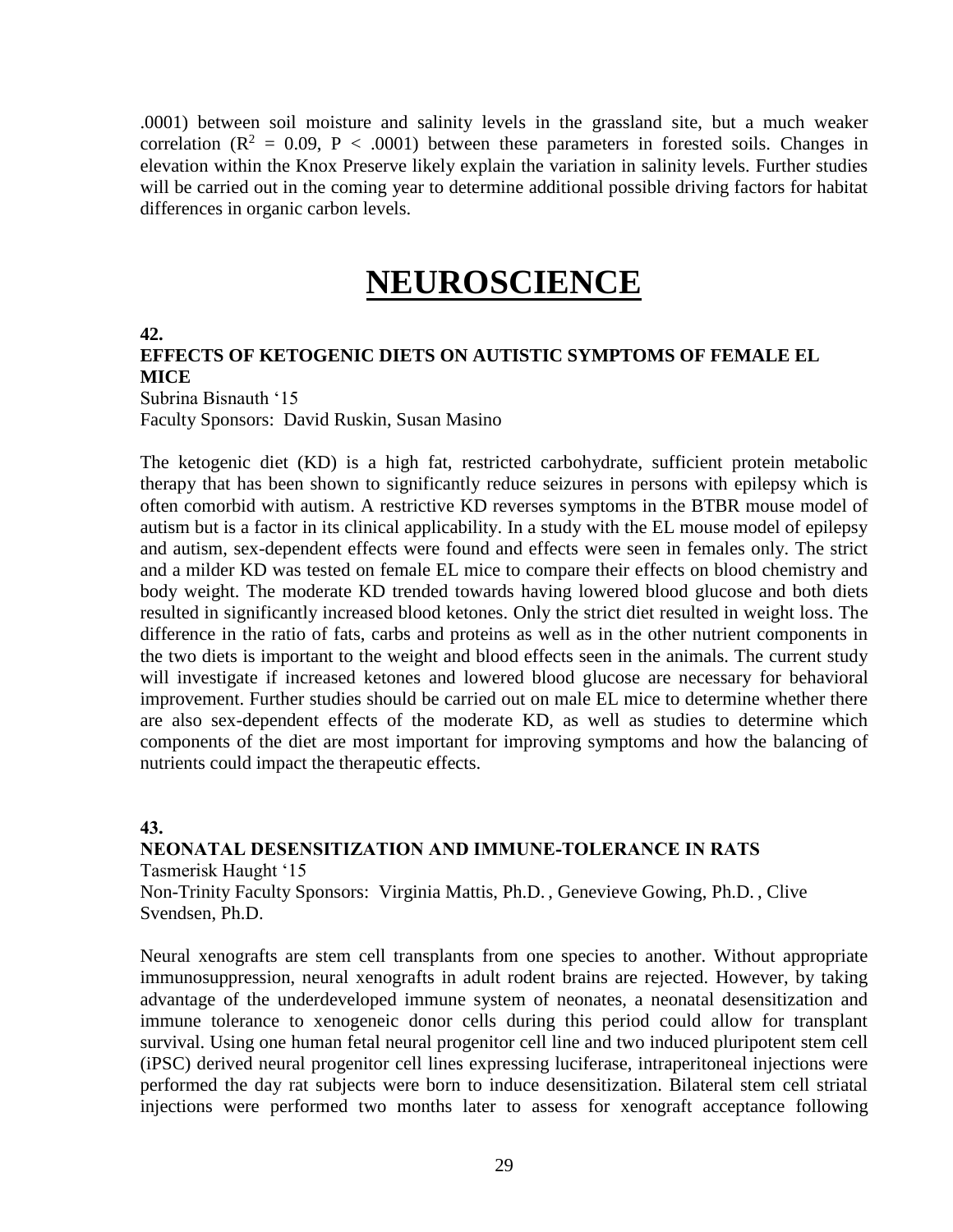.0001) between soil moisture and salinity levels in the grassland site, but a much weaker correlation ($R^2$ = 0.09, $P < .0001$) between these parameters in forested soils. Changes in elevation within the Knox Preserve likely explain the variation in salinity levels. Further studies will be carried out in the coming year to determine additional possible driving factors for habitat differences in organic carbon levels.

# NEUROSCIENCE

**42.**

**EFFECTS OF KETOGENIC DIETS ON AUTISTIC SYMPTOMS OF FEMALE EL MICE**

Subrina Bisnauth '15
Faculty Sponsors: David Ruskin, Susan Masino

The ketogenic diet (KD) is a high fat, restricted carbohydrate, sufficient protein metabolic therapy that has been shown to significantly reduce seizures in persons with epilepsy which is often comorbid with autism. A restrictive KD reverses symptoms in the BTBR mouse model of autism but is a factor in its clinical applicability. In a study with the EL mouse model of epilepsy and autism, sex-dependent effects were found and effects were seen in females only. The strict and a milder KD was tested on female EL mice to compare their effects on blood chemistry and body weight. The moderate KD trended towards having lowered blood glucose and both diets resulted in significantly increased blood ketones. Only the strict diet resulted in weight loss. The difference in the ratio of fats, carbs and proteins as well as in the other nutrient components in the two diets is important to the weight and blood effects seen in the animals. The current study will investigate if increased ketones and lowered blood glucose are necessary for behavioral improvement. Further studies should be carried out on male EL mice to determine whether there are also sex-dependent effects of the moderate KD, as well as studies to determine which components of the diet are most important for improving symptoms and how the balancing of nutrients could impact the therapeutic effects.

**43.**

**NEONATAL DESENSITIZATION AND IMMUNE-TOLERANCE IN RATS**

Tasmerisk Haught '15
Non-Trinity Faculty Sponsors: Virginia Mattis, Ph.D. , Genevieve Gowing, Ph.D. , Clive Svendsen, Ph.D.

Neural xenografts are stem cell transplants from one species to another. Without appropriate immunosuppression, neural xenografts in adult rodent brains are rejected. However, by taking advantage of the underdeveloped immune system of neonates, a neonatal desensitization and immune tolerance to xenogeneic donor cells during this period could allow for transplant survival. Using one human fetal neural progenitor cell line and two induced pluripotent stem cell (iPSC) derived neural progenitor cell lines expressing luciferase, intraperitoneal injections were performed the day rat subjects were born to induce desensitization. Bilateral stem cell striatal injections were performed two months later to assess for xenograft acceptance following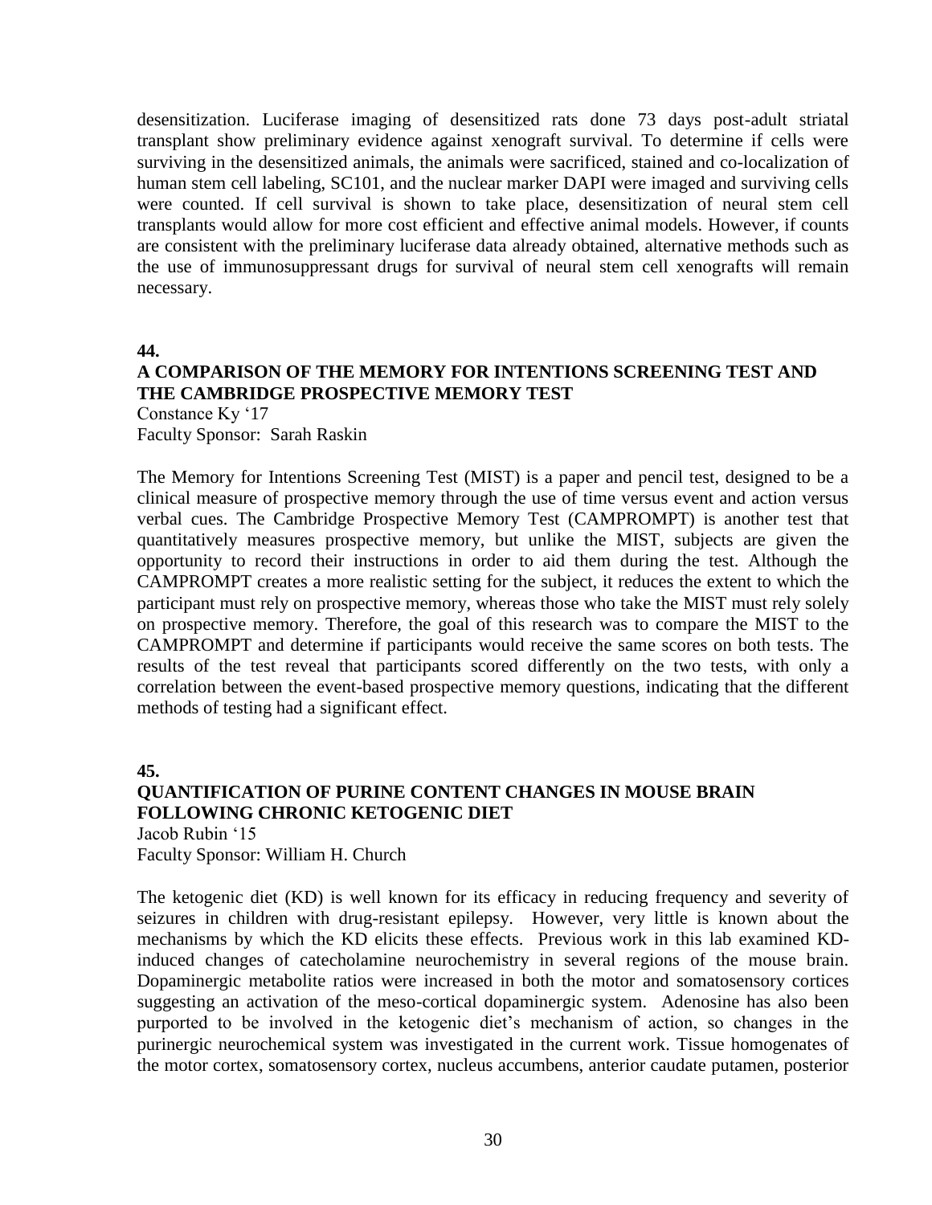desensitization. Luciferase imaging of desensitized rats done 73 days post-adult striatal transplant show preliminary evidence against xenograft survival. To determine if cells were surviving in the desensitized animals, the animals were sacrificed, stained and co-localization of human stem cell labeling, SC101, and the nuclear marker DAPI were imaged and surviving cells were counted. If cell survival is shown to take place, desensitization of neural stem cell transplants would allow for more cost efficient and effective animal models. However, if counts are consistent with the preliminary luciferase data already obtained, alternative methods such as the use of immunosuppressant drugs for survival of neural stem cell xenografts will remain necessary.

**44.**

### A COMPARISON OF THE MEMORY FOR INTENTIONS SCREENING TEST AND THE CAMBRIDGE PROSPECTIVE MEMORY TEST

Constance Ky '17
Faculty Sponsor: Sarah Raskin

The Memory for Intentions Screening Test (MIST) is a paper and pencil test, designed to be a clinical measure of prospective memory through the use of time versus event and action versus verbal cues. The Cambridge Prospective Memory Test (CAMPROMPT) is another test that quantitatively measures prospective memory, but unlike the MIST, subjects are given the opportunity to record their instructions in order to aid them during the test. Although the CAMPROMPT creates a more realistic setting for the subject, it reduces the extent to which the participant must rely on prospective memory, whereas those who take the MIST must rely solely on prospective memory. Therefore, the goal of this research was to compare the MIST to the CAMPROMPT and determine if participants would receive the same scores on both tests. The results of the test reveal that participants scored differently on the two tests, with only a correlation between the event-based prospective memory questions, indicating that the different methods of testing had a significant effect.

**45.**

### QUANTIFICATION OF PURINE CONTENT CHANGES IN MOUSE BRAIN FOLLOWING CHRONIC KETOGENIC DIET

Jacob Rubin '15
Faculty Sponsor: William H. Church

The ketogenic diet (KD) is well known for its efficacy in reducing frequency and severity of seizures in children with drug-resistant epilepsy. However, very little is known about the mechanisms by which the KD elicits these effects. Previous work in this lab examined KD-induced changes of catecholamine neurochemistry in several regions of the mouse brain. Dopaminergic metabolite ratios were increased in both the motor and somatosensory cortices suggesting an activation of the meso-cortical dopaminergic system. Adenosine has also been purported to be involved in the ketogenic diet's mechanism of action, so changes in the purinergic neurochemical system was investigated in the current work. Tissue homogenates of the motor cortex, somatosensory cortex, nucleus accumbens, anterior caudate putamen, posterior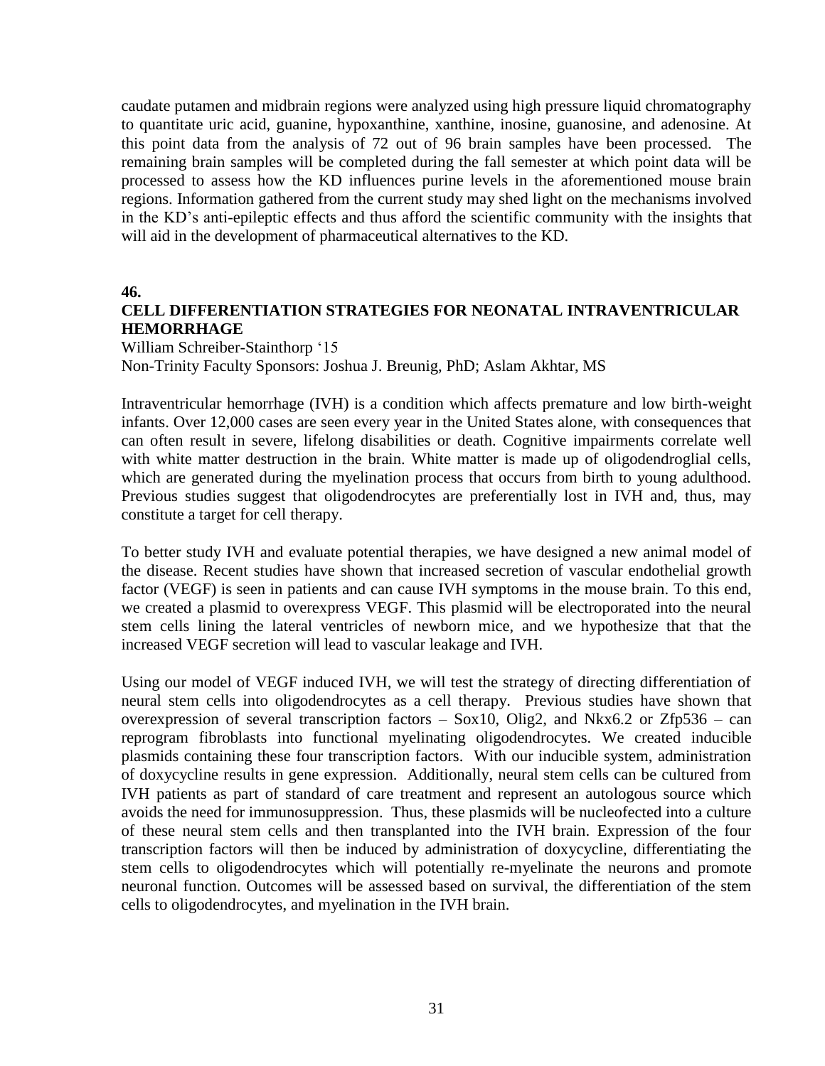caudate putamen and midbrain regions were analyzed using high pressure liquid chromatography to quantitate uric acid, guanine, hypoxanthine, xanthine, inosine, guanosine, and adenosine. At this point data from the analysis of 72 out of 96 brain samples have been processed. The remaining brain samples will be completed during the fall semester at which point data will be processed to assess how the KD influences purine levels in the aforementioned mouse brain regions. Information gathered from the current study may shed light on the mechanisms involved in the KD's anti-epileptic effects and thus afford the scientific community with the insights that will aid in the development of pharmaceutical alternatives to the KD.

**46.**

## CELL DIFFERENTIATION STRATEGIES FOR NEONATAL INTRAVENTRICULAR HEMORRHAGE

William Schreiber-Stainthorp '15
Non-Trinity Faculty Sponsors: Joshua J. Breunig, PhD; Aslam Akhtar, MS

Intraventricular hemorrhage (IVH) is a condition which affects premature and low birth-weight infants. Over 12,000 cases are seen every year in the United States alone, with consequences that can often result in severe, lifelong disabilities or death. Cognitive impairments correlate well with white matter destruction in the brain. White matter is made up of oligodendroglial cells, which are generated during the myelination process that occurs from birth to young adulthood. Previous studies suggest that oligodendrocytes are preferentially lost in IVH and, thus, may constitute a target for cell therapy.

To better study IVH and evaluate potential therapies, we have designed a new animal model of the disease. Recent studies have shown that increased secretion of vascular endothelial growth factor (VEGF) is seen in patients and can cause IVH symptoms in the mouse brain. To this end, we created a plasmid to overexpress VEGF. This plasmid will be electroporated into the neural stem cells lining the lateral ventricles of newborn mice, and we hypothesize that that the increased VEGF secretion will lead to vascular leakage and IVH.

Using our model of VEGF induced IVH, we will test the strategy of directing differentiation of neural stem cells into oligodendrocytes as a cell therapy. Previous studies have shown that overexpression of several transcription factors – Sox10, Olig2, and Nkx6.2 or Zfp536 – can reprogram fibroblasts into functional myelinating oligodendrocytes. We created inducible plasmids containing these four transcription factors. With our inducible system, administration of doxycycline results in gene expression. Additionally, neural stem cells can be cultured from IVH patients as part of standard of care treatment and represent an autologous source which avoids the need for immunosuppression. Thus, these plasmids will be nucleofected into a culture of these neural stem cells and then transplanted into the IVH brain. Expression of the four transcription factors will then be induced by administration of doxycycline, differentiating the stem cells to oligodendrocytes which will potentially re-myelinate the neurons and promote neuronal function. Outcomes will be assessed based on survival, the differentiation of the stem cells to oligodendrocytes, and myelination in the IVH brain.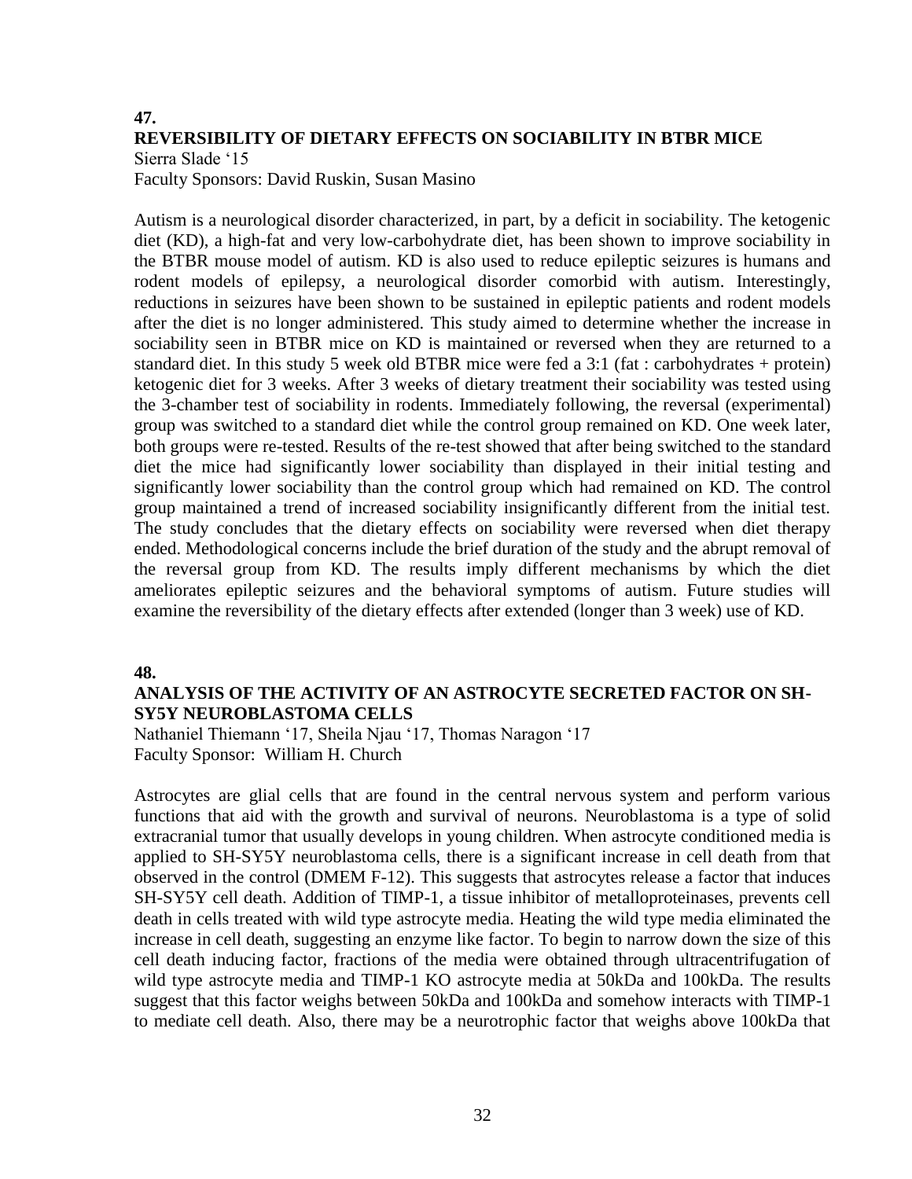### 47.

### REVERSIBILITY OF DIETARY EFFECTS ON SOCIABILITY IN BTBR MICE

Sierra Slade '15
Faculty Sponsors: David Ruskin, Susan Masino

Autism is a neurological disorder characterized, in part, by a deficit in sociability. The ketogenic diet (KD), a high-fat and very low-carbohydrate diet, has been shown to improve sociability in the BTBR mouse model of autism. KD is also used to reduce epileptic seizures is humans and rodent models of epilepsy, a neurological disorder comorbid with autism. Interestingly, reductions in seizures have been shown to be sustained in epileptic patients and rodent models after the diet is no longer administered. This study aimed to determine whether the increase in sociability seen in BTBR mice on KD is maintained or reversed when they are returned to a standard diet. In this study 5 week old BTBR mice were fed a 3:1 (fat : carbohydrates + protein) ketogenic diet for 3 weeks. After 3 weeks of dietary treatment their sociability was tested using the 3-chamber test of sociability in rodents. Immediately following, the reversal (experimental) group was switched to a standard diet while the control group remained on KD. One week later, both groups were re-tested. Results of the re-test showed that after being switched to the standard diet the mice had significantly lower sociability than displayed in their initial testing and significantly lower sociability than the control group which had remained on KD. The control group maintained a trend of increased sociability insignificantly different from the initial test. The study concludes that the dietary effects on sociability were reversed when diet therapy ended. Methodological concerns include the brief duration of the study and the abrupt removal of the reversal group from KD. The results imply different mechanisms by which the diet ameliorates epileptic seizures and the behavioral symptoms of autism. Future studies will examine the reversibility of the dietary effects after extended (longer than 3 week) use of KD.

### 48.

### ANALYSIS OF THE ACTIVITY OF AN ASTROCYTE SECRETED FACTOR ON SH-SY5Y NEUROBLASTOMA CELLS

Nathaniel Thiemann '17, Sheila Njau '17, Thomas Naragon '17
Faculty Sponsor: William H. Church

Astrocytes are glial cells that are found in the central nervous system and perform various functions that aid with the growth and survival of neurons. Neuroblastoma is a type of solid extracranial tumor that usually develops in young children. When astrocyte conditioned media is applied to SH-SY5Y neuroblastoma cells, there is a significant increase in cell death from that observed in the control (DMEM F-12). This suggests that astrocytes release a factor that induces SH-SY5Y cell death. Addition of TIMP-1, a tissue inhibitor of metalloproteinases, prevents cell death in cells treated with wild type astrocyte media. Heating the wild type media eliminated the increase in cell death, suggesting an enzyme like factor. To begin to narrow down the size of this cell death inducing factor, fractions of the media were obtained through ultracentrifugation of wild type astrocyte media and TIMP-1 KO astrocyte media at 50kDa and 100kDa. The results suggest that this factor weighs between 50kDa and 100kDa and somehow interacts with TIMP-1 to mediate cell death. Also, there may be a neurotrophic factor that weighs above 100kDa that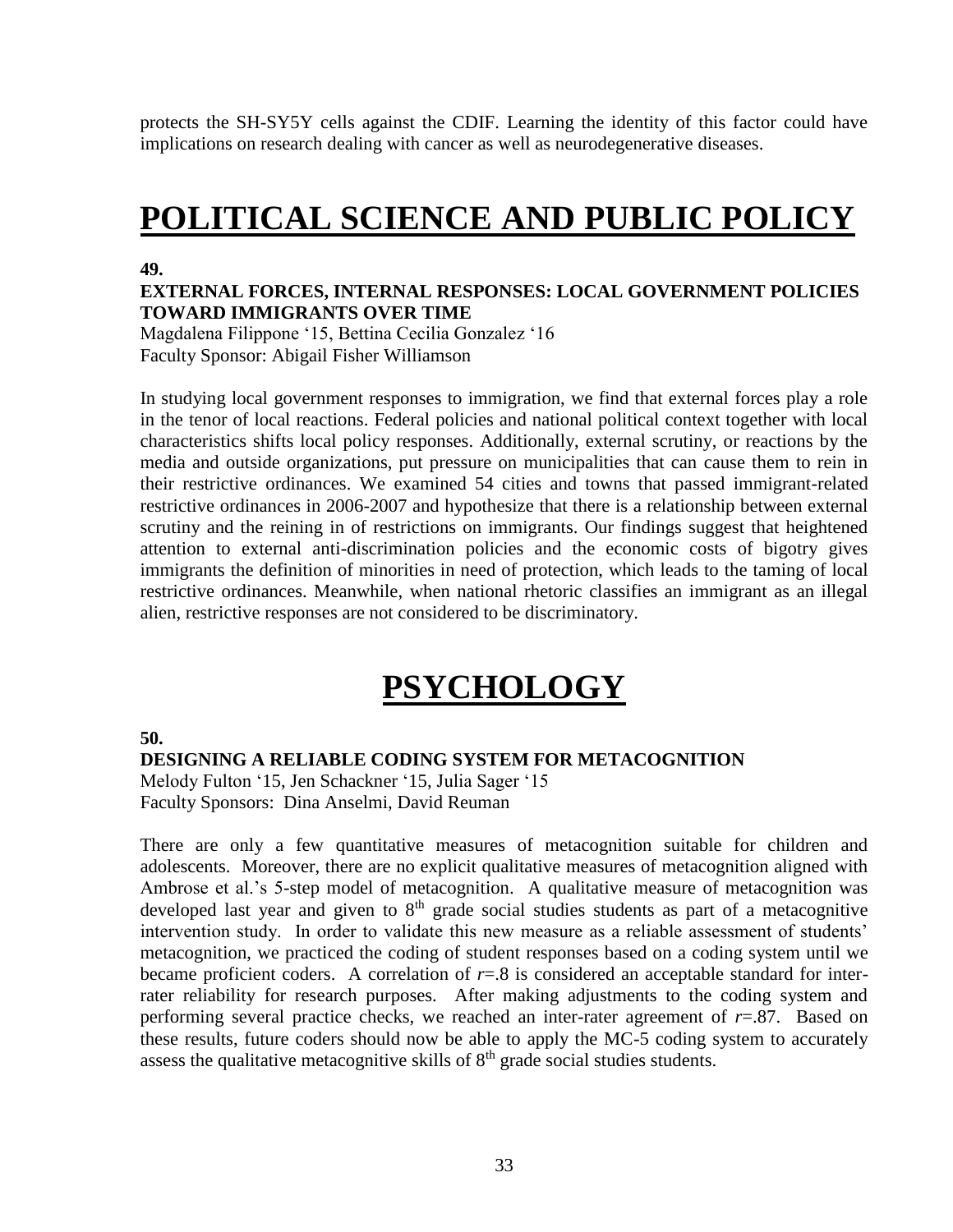protects the SH-SY5Y cells against the CDIF. Learning the identity of this factor could have implications on research dealing with cancer as well as neurodegenerative diseases.

# POLITICAL SCIENCE AND PUBLIC POLICY

**49.**

**EXTERNAL FORCES, INTERNAL RESPONSES: LOCAL GOVERNMENT POLICIES TOWARD IMMIGRANTS OVER TIME**

Magdalena Filippone '15, Bettina Cecilia Gonzalez '16
Faculty Sponsor: Abigail Fisher Williamson

In studying local government responses to immigration, we find that external forces play a role in the tenor of local reactions. Federal policies and national political context together with local characteristics shifts local policy responses. Additionally, external scrutiny, or reactions by the media and outside organizations, put pressure on municipalities that can cause them to rein in their restrictive ordinances. We examined 54 cities and towns that passed immigrant-related restrictive ordinances in 2006-2007 and hypothesize that there is a relationship between external scrutiny and the reining in of restrictions on immigrants. Our findings suggest that heightened attention to external anti-discrimination policies and the economic costs of bigotry gives immigrants the definition of minorities in need of protection, which leads to the taming of local restrictive ordinances. Meanwhile, when national rhetoric classifies an immigrant as an illegal alien, restrictive responses are not considered to be discriminatory.

# PSYCHOLOGY

**50.**

**DESIGNING A RELIABLE CODING SYSTEM FOR METACOGNITION**

Melody Fulton '15, Jen Schackner '15, Julia Sager '15
Faculty Sponsors: Dina Anselmi, David Reuman

There are only a few quantitative measures of metacognition suitable for children and adolescents. Moreover, there are no explicit qualitative measures of metacognition aligned with Ambrose et al.'s 5-step model of metacognition. A qualitative measure of metacognition was developed last year and given to 8th grade social studies students as part of a metacognitive intervention study. In order to validate this new measure as a reliable assessment of students' metacognition, we practiced the coding of student responses based on a coding system until we became proficient coders. A correlation of $r$=.8 is considered an acceptable standard for inter-rater reliability for research purposes. After making adjustments to the coding system and performing several practice checks, we reached an inter-rater agreement of $r$=.87. Based on these results, future coders should now be able to apply the MC-5 coding system to accurately assess the qualitative metacognitive skills of 8th grade social studies students.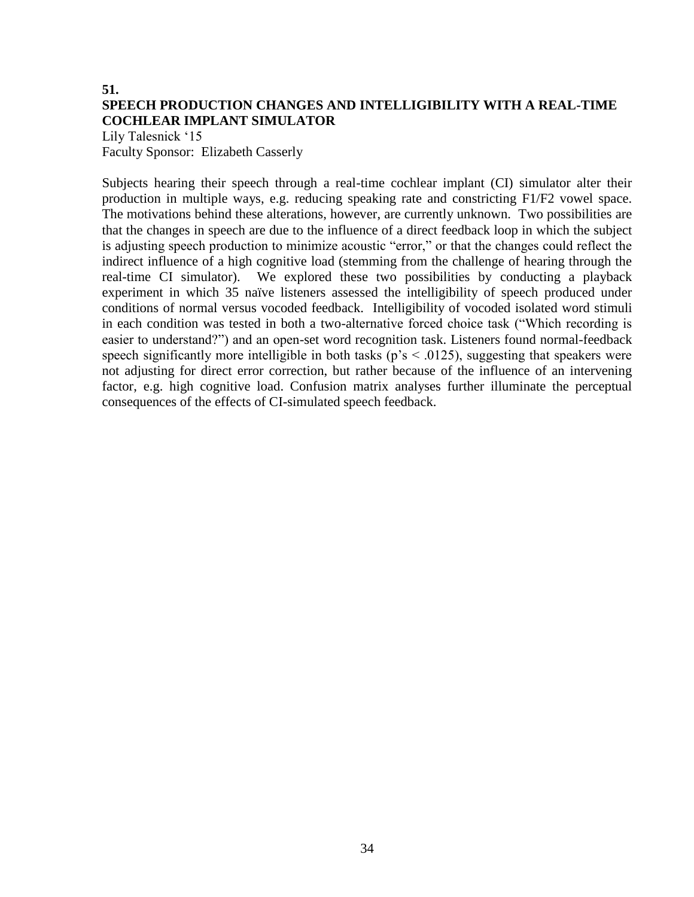**51.**

**SPEECH PRODUCTION CHANGES AND INTELLIGIBILITY WITH A REAL-TIME COCHLEAR IMPLANT SIMULATOR**

Lily Talesnick '15
Faculty Sponsor: Elizabeth Casserly

Subjects hearing their speech through a real-time cochlear implant (CI) simulator alter their production in multiple ways, e.g. reducing speaking rate and constricting F1/F2 vowel space. The motivations behind these alterations, however, are currently unknown. Two possibilities are that the changes in speech are due to the influence of a direct feedback loop in which the subject is adjusting speech production to minimize acoustic "error," or that the changes could reflect the indirect influence of a high cognitive load (stemming from the challenge of hearing through the real-time CI simulator). We explored these two possibilities by conducting a playback experiment in which 35 naïve listeners assessed the intelligibility of speech produced under conditions of normal versus vocoded feedback. Intelligibility of vocoded isolated word stimuli in each condition was tested in both a two-alternative forced choice task ("Which recording is easier to understand?") and an open-set word recognition task. Listeners found normal-feedback speech significantly more intelligible in both tasks (p's $< .0125$), suggesting that speakers were not adjusting for direct error correction, but rather because of the influence of an intervening factor, e.g. high cognitive load. Confusion matrix analyses further illuminate the perceptual consequences of the effects of CI-simulated speech feedback.